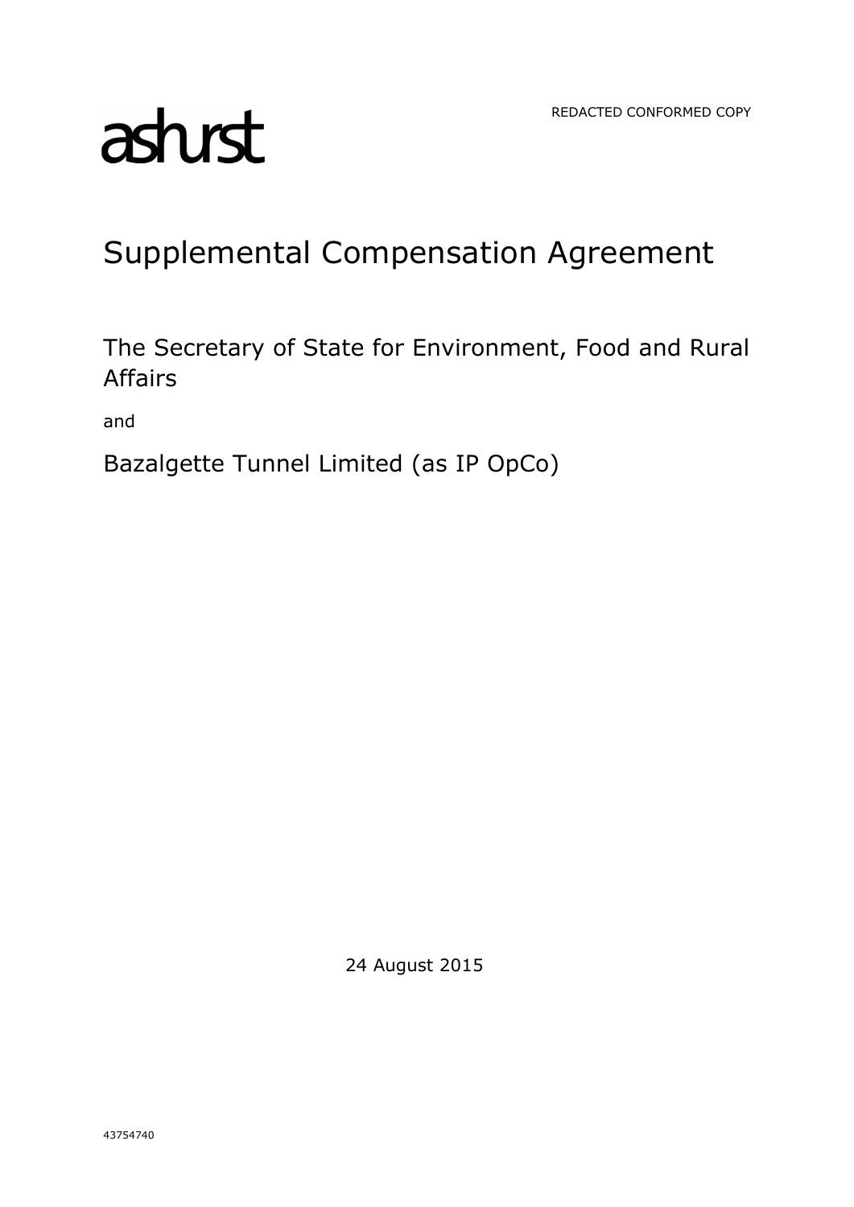REDACTED CONFORMED COPY

ashurst

# Supplemental Compensation Agreement

The Secretary of State for Environment, Food and Rural Affairs

and

Bazalgette Tunnel Limited (as IP OpCo)

24 August 2015

43754740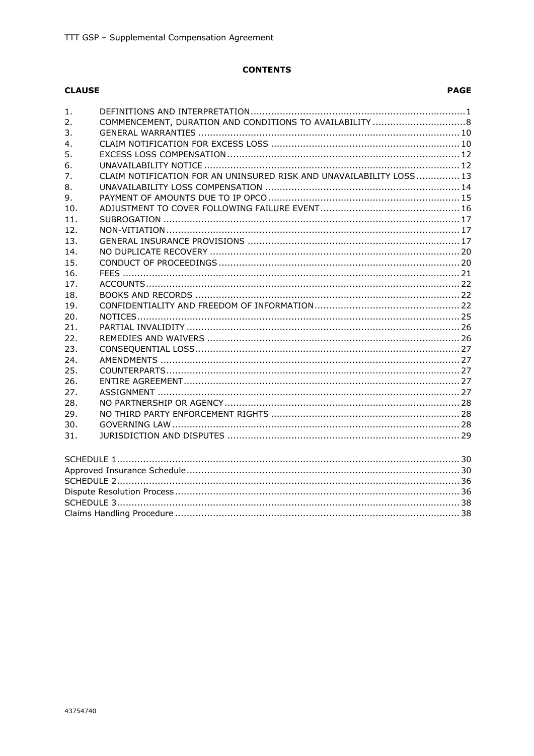**CONTENTS**

| CLAUSE | | PAGE |
|---|---|---|
| 1. | DEFINITIONS AND INTERPRETATION | 1 |
| 2. | COMMENCEMENT, DURATION AND CONDITIONS TO AVAILABILITY | 8 |
| 3. | GENERAL WARRANTIES | 10 |
| 4. | CLAIM NOTIFICATION FOR EXCESS LOSS | 10 |
| 5. | EXCESS LOSS COMPENSATION | 12 |
| 6. | UNAVAILABILITY NOTICE | 12 |
| 7. | CLAIM NOTIFICATION FOR AN UNINSURED RISK AND UNAVAILABILITY LOSS | 13 |
| 8. | UNAVAILABILITY LOSS COMPENSATION | 14 |
| 9. | PAYMENT OF AMOUNTS DUE TO IP OPCO | 15 |
| 10. | ADJUSTMENT TO COVER FOLLOWING FAILURE EVENT | 16 |
| 11. | SUBROGATION | 17 |
| 12. | NON-VITIATION | 17 |
| 13. | GENERAL INSURANCE PROVISIONS | 17 |
| 14. | NO DUPLICATE RECOVERY | 20 |
| 15. | CONDUCT OF PROCEEDINGS | 20 |
| 16. | FEES | 21 |
| 17. | ACCOUNTS | 22 |
| 18. | BOOKS AND RECORDS | 22 |
| 19. | CONFIDENTIALITY AND FREEDOM OF INFORMATION | 22 |
| 20. | NOTICES | 25 |
| 21. | PARTIAL INVALIDITY | 26 |
| 22. | REMEDIES AND WAIVERS | 26 |
| 23. | CONSEQUENTIAL LOSS | 27 |
| 24. | AMENDMENTS | 27 |
| 25. | COUNTERPARTS | 27 |
| 26. | ENTIRE AGREEMENT | 27 |
| 27. | ASSIGNMENT | 27 |
| 28. | NO PARTNERSHIP OR AGENCY | 28 |
| 29. | NO THIRD PARTY ENFORCEMENT RIGHTS | 28 |
| 30. | GOVERNING LAW | 28 |
| 31. | JURISDICTION AND DISPUTES | 29 |

| | |
|---|---|
| SCHEDULE 1 | 30 |
| Approved Insurance Schedule | 30 |
| SCHEDULE 2 | 36 |
| Dispute Resolution Process | 36 |
| SCHEDULE 3 | 38 |
| Claims Handling Procedure | 38 |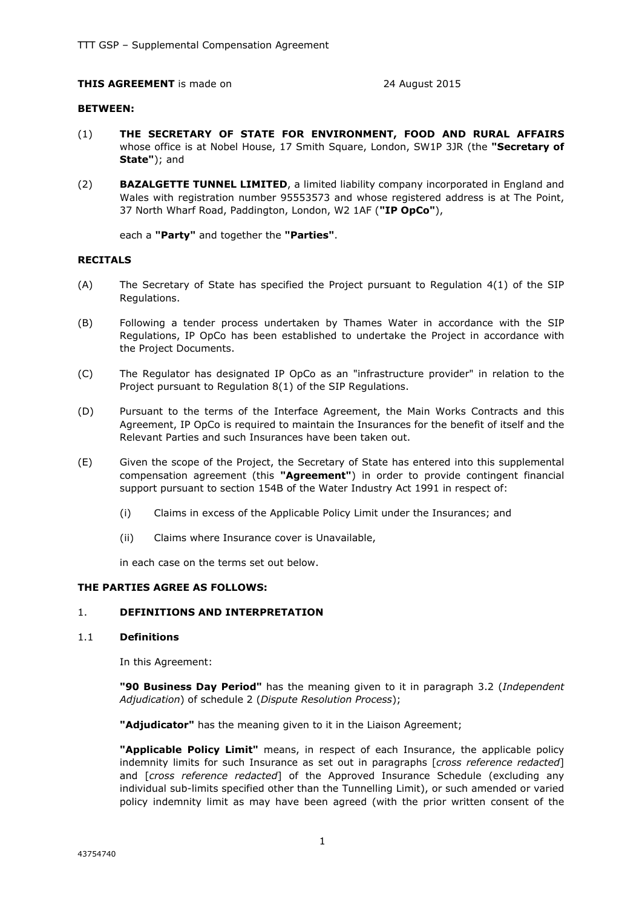**THIS AGREEMENT** is made on 24 August 2015

**BETWEEN:**

(1) **THE SECRETARY OF STATE FOR ENVIRONMENT, FOOD AND RURAL AFFAIRS** whose office is at Nobel House, 17 Smith Square, London, SW1P 3JR (the **"Secretary of State"**); and

(2) **BAZALGETTE TUNNEL LIMITED**, a limited liability company incorporated in England and Wales with registration number 95553573 and whose registered address is at The Point, 37 North Wharf Road, Paddington, London, W2 1AF (**"IP OpCo"**),

each a **"Party"** and together the **"Parties"**.

**RECITALS**

(A) The Secretary of State has specified the Project pursuant to Regulation 4(1) of the SIP Regulations.

(B) Following a tender process undertaken by Thames Water in accordance with the SIP Regulations, IP OpCo has been established to undertake the Project in accordance with the Project Documents.

(C) The Regulator has designated IP OpCo as an "infrastructure provider" in relation to the Project pursuant to Regulation 8(1) of the SIP Regulations.

(D) Pursuant to the terms of the Interface Agreement, the Main Works Contracts and this Agreement, IP OpCo is required to maintain the Insurances for the benefit of itself and the Relevant Parties and such Insurances have been taken out.

(E) Given the scope of the Project, the Secretary of State has entered into this supplemental compensation agreement (this **"Agreement"**) in order to provide contingent financial support pursuant to section 154B of the Water Industry Act 1991 in respect of:

(i) Claims in excess of the Applicable Policy Limit under the Insurances; and

(ii) Claims where Insurance cover is Unavailable,

in each case on the terms set out below.

**THE PARTIES AGREE AS FOLLOWS:**

## 1. DEFINITIONS AND INTERPRETATION

### 1.1 Definitions

In this Agreement:

**"90 Business Day Period"** has the meaning given to it in paragraph 3.2 (*Independent Adjudication*) of schedule 2 (*Dispute Resolution Process*);

**"Adjudicator"** has the meaning given to it in the Liaison Agreement;

**"Applicable Policy Limit"** means, in respect of each Insurance, the applicable policy indemnity limits for such Insurance as set out in paragraphs [*cross reference redacted*] and [*cross reference redacted*] of the Approved Insurance Schedule (excluding any individual sub-limits specified other than the Tunnelling Limit), or such amended or varied policy indemnity limit as may have been agreed (with the prior written consent of the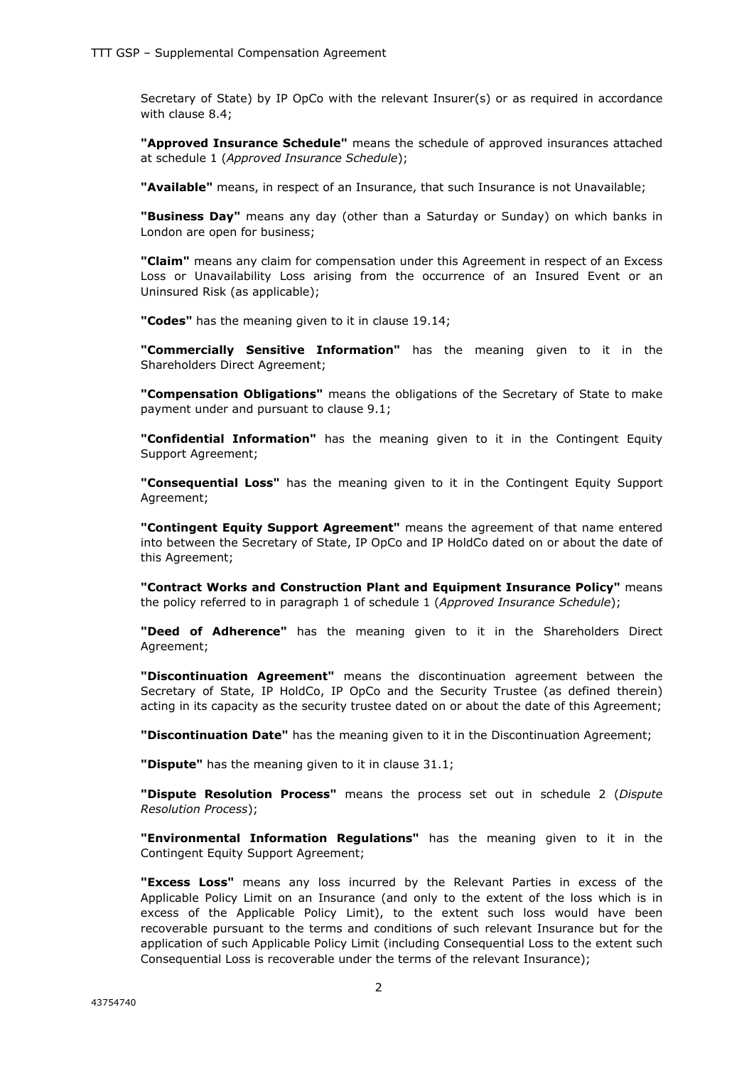Secretary of State) by IP OpCo with the relevant Insurer(s) or as required in accordance with clause 8.4;

**"Approved Insurance Schedule"** means the schedule of approved insurances attached at schedule 1 (*Approved Insurance Schedule*);

**"Available"** means, in respect of an Insurance, that such Insurance is not Unavailable;

**"Business Day"** means any day (other than a Saturday or Sunday) on which banks in London are open for business;

**"Claim"** means any claim for compensation under this Agreement in respect of an Excess Loss or Unavailability Loss arising from the occurrence of an Insured Event or an Uninsured Risk (as applicable);

**"Codes"** has the meaning given to it in clause 19.14;

**"Commercially Sensitive Information"** has the meaning given to it in the Shareholders Direct Agreement;

**"Compensation Obligations"** means the obligations of the Secretary of State to make payment under and pursuant to clause 9.1;

**"Confidential Information"** has the meaning given to it in the Contingent Equity Support Agreement;

**"Consequential Loss"** has the meaning given to it in the Contingent Equity Support Agreement;

**"Contingent Equity Support Agreement"** means the agreement of that name entered into between the Secretary of State, IP OpCo and IP HoldCo dated on or about the date of this Agreement;

**"Contract Works and Construction Plant and Equipment Insurance Policy"** means the policy referred to in paragraph 1 of schedule 1 (*Approved Insurance Schedule*);

**"Deed of Adherence"** has the meaning given to it in the Shareholders Direct Agreement;

**"Discontinuation Agreement"** means the discontinuation agreement between the Secretary of State, IP HoldCo, IP OpCo and the Security Trustee (as defined therein) acting in its capacity as the security trustee dated on or about the date of this Agreement;

**"Discontinuation Date"** has the meaning given to it in the Discontinuation Agreement;

**"Dispute"** has the meaning given to it in clause 31.1;

**"Dispute Resolution Process"** means the process set out in schedule 2 (*Dispute Resolution Process*);

**"Environmental Information Regulations"** has the meaning given to it in the Contingent Equity Support Agreement;

**"Excess Loss"** means any loss incurred by the Relevant Parties in excess of the Applicable Policy Limit on an Insurance (and only to the extent of the loss which is in excess of the Applicable Policy Limit), to the extent such loss would have been recoverable pursuant to the terms and conditions of such relevant Insurance but for the application of such Applicable Policy Limit (including Consequential Loss to the extent such Consequential Loss is recoverable under the terms of the relevant Insurance);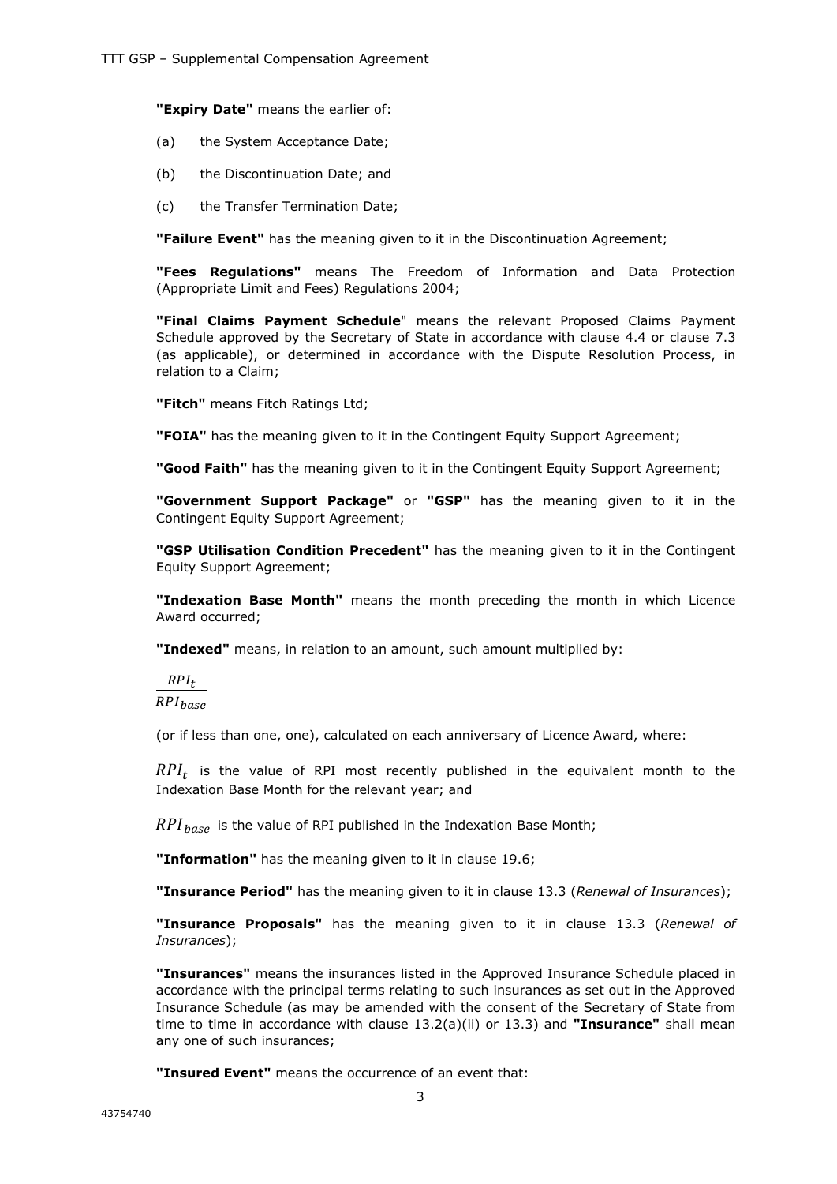**"Expiry Date"** means the earlier of:

(a) the System Acceptance Date;

(b) the Discontinuation Date; and

(c) the Transfer Termination Date;

**"Failure Event"** has the meaning given to it in the Discontinuation Agreement;

**"Fees Regulations"** means The Freedom of Information and Data Protection (Appropriate Limit and Fees) Regulations 2004;

**"Final Claims Payment Schedule"** means the relevant Proposed Claims Payment Schedule approved by the Secretary of State in accordance with clause 4.4 or clause 7.3 (as applicable), or determined in accordance with the Dispute Resolution Process, in relation to a Claim;

**"Fitch"** means Fitch Ratings Ltd;

**"FOIA"** has the meaning given to it in the Contingent Equity Support Agreement;

**"Good Faith"** has the meaning given to it in the Contingent Equity Support Agreement;

**"Government Support Package"** or **"GSP"** has the meaning given to it in the Contingent Equity Support Agreement;

**"GSP Utilisation Condition Precedent"** has the meaning given to it in the Contingent Equity Support Agreement;

**"Indexation Base Month"** means the month preceding the month in which Licence Award occurred;

**"Indexed"** means, in relation to an amount, such amount multiplied by:

$$\frac{RPI_t}{RPI_{base}}$$

(or if less than one, one), calculated on each anniversary of Licence Award, where:

$RPI_t$ is the value of RPI most recently published in the equivalent month to the Indexation Base Month for the relevant year; and

$RPI_{base}$ is the value of RPI published in the Indexation Base Month;

**"Information"** has the meaning given to it in clause 19.6;

**"Insurance Period"** has the meaning given to it in clause 13.3 (*Renewal of Insurances*);

**"Insurance Proposals"** has the meaning given to it in clause 13.3 (*Renewal of Insurances*);

**"Insurances"** means the insurances listed in the Approved Insurance Schedule placed in accordance with the principal terms relating to such insurances as set out in the Approved Insurance Schedule (as may be amended with the consent of the Secretary of State from time to time in accordance with clause 13.2(a)(ii) or 13.3) and **"Insurance"** shall mean any one of such insurances;

**"Insured Event"** means the occurrence of an event that: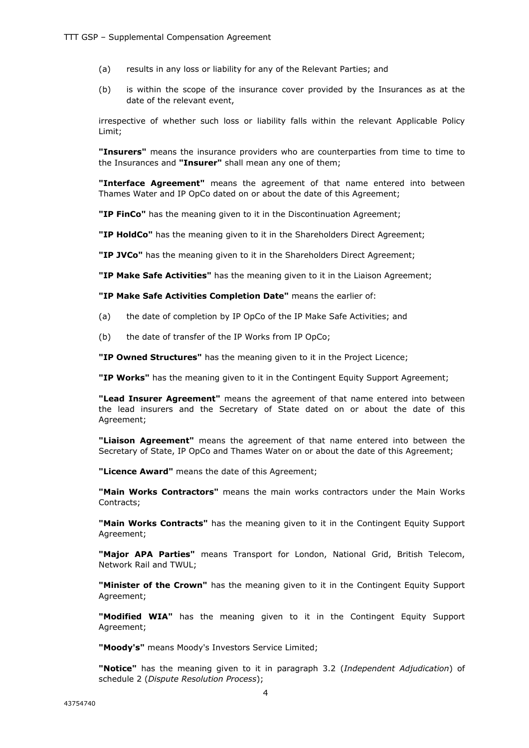(a) results in any loss or liability for any of the Relevant Parties; and

(b) is within the scope of the insurance cover provided by the Insurances as at the date of the relevant event,

irrespective of whether such loss or liability falls within the relevant Applicable Policy Limit;

**"Insurers"** means the insurance providers who are counterparties from time to time to the Insurances and **"Insurer"** shall mean any one of them;

**"Interface Agreement"** means the agreement of that name entered into between Thames Water and IP OpCo dated on or about the date of this Agreement;

**"IP FinCo"** has the meaning given to it in the Discontinuation Agreement;

**"IP HoldCo"** has the meaning given to it in the Shareholders Direct Agreement;

**"IP JVCo"** has the meaning given to it in the Shareholders Direct Agreement;

**"IP Make Safe Activities"** has the meaning given to it in the Liaison Agreement;

**"IP Make Safe Activities Completion Date"** means the earlier of:

(a) the date of completion by IP OpCo of the IP Make Safe Activities; and

(b) the date of transfer of the IP Works from IP OpCo;

**"IP Owned Structures"** has the meaning given to it in the Project Licence;

**"IP Works"** has the meaning given to it in the Contingent Equity Support Agreement;

**"Lead Insurer Agreement"** means the agreement of that name entered into between the lead insurers and the Secretary of State dated on or about the date of this Agreement;

**"Liaison Agreement"** means the agreement of that name entered into between the Secretary of State, IP OpCo and Thames Water on or about the date of this Agreement;

**"Licence Award"** means the date of this Agreement;

**"Main Works Contractors"** means the main works contractors under the Main Works Contracts;

**"Main Works Contracts"** has the meaning given to it in the Contingent Equity Support Agreement;

**"Major APA Parties"** means Transport for London, National Grid, British Telecom, Network Rail and TWUL;

**"Minister of the Crown"** has the meaning given to it in the Contingent Equity Support Agreement;

**"Modified WIA"** has the meaning given to it in the Contingent Equity Support Agreement;

**"Moody's"** means Moody's Investors Service Limited;

**"Notice"** has the meaning given to it in paragraph 3.2 (*Independent Adjudication*) of schedule 2 (*Dispute Resolution Process*);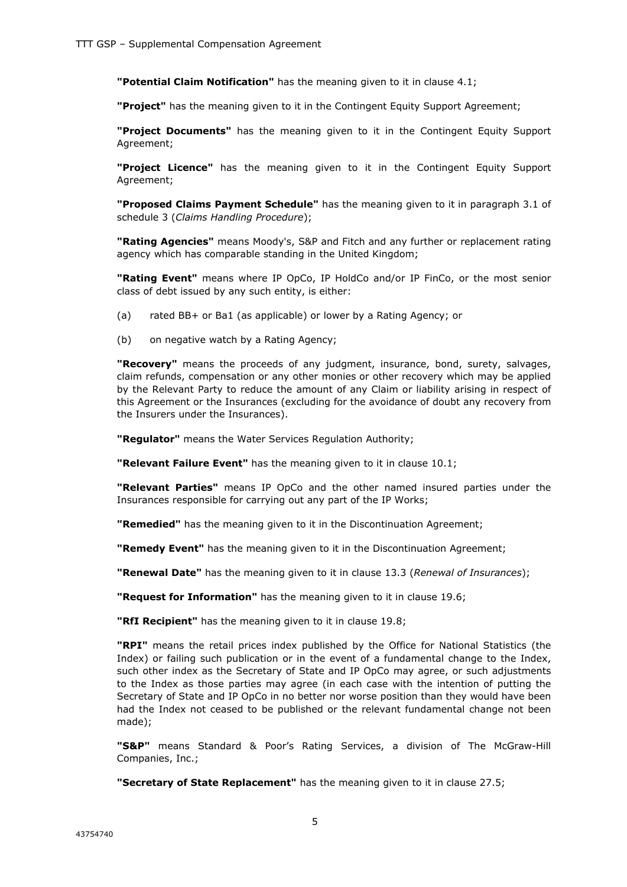**"Potential Claim Notification"** has the meaning given to it in clause 4.1;

**"Project"** has the meaning given to it in the Contingent Equity Support Agreement;

**"Project Documents"** has the meaning given to it in the Contingent Equity Support Agreement;

**"Project Licence"** has the meaning given to it in the Contingent Equity Support Agreement;

**"Proposed Claims Payment Schedule"** has the meaning given to it in paragraph 3.1 of schedule 3 (*Claims Handling Procedure*);

**"Rating Agencies"** means Moody's, S&P and Fitch and any further or replacement rating agency which has comparable standing in the United Kingdom;

**"Rating Event"** means where IP OpCo, IP HoldCo and/or IP FinCo, or the most senior class of debt issued by any such entity, is either:

(a) rated BB+ or Ba1 (as applicable) or lower by a Rating Agency; or

(b) on negative watch by a Rating Agency;

**"Recovery"** means the proceeds of any judgment, insurance, bond, surety, salvages, claim refunds, compensation or any other monies or other recovery which may be applied by the Relevant Party to reduce the amount of any Claim or liability arising in respect of this Agreement or the Insurances (excluding for the avoidance of doubt any recovery from the Insurers under the Insurances).

**"Regulator"** means the Water Services Regulation Authority;

**"Relevant Failure Event"** has the meaning given to it in clause 10.1;

**"Relevant Parties"** means IP OpCo and the other named insured parties under the Insurances responsible for carrying out any part of the IP Works;

**"Remedied"** has the meaning given to it in the Discontinuation Agreement;

**"Remedy Event"** has the meaning given to it in the Discontinuation Agreement;

**"Renewal Date"** has the meaning given to it in clause 13.3 (*Renewal of Insurances*);

**"Request for Information"** has the meaning given to it in clause 19.6;

**"RfI Recipient"** has the meaning given to it in clause 19.8;

**"RPI"** means the retail prices index published by the Office for National Statistics (the Index) or failing such publication or in the event of a fundamental change to the Index, such other index as the Secretary of State and IP OpCo may agree, or such adjustments to the Index as those parties may agree (in each case with the intention of putting the Secretary of State and IP OpCo in no better nor worse position than they would have been had the Index not ceased to be published or the relevant fundamental change not been made);

**"S&P"** means Standard & Poor's Rating Services, a division of The McGraw-Hill Companies, Inc.;

**"Secretary of State Replacement"** has the meaning given to it in clause 27.5;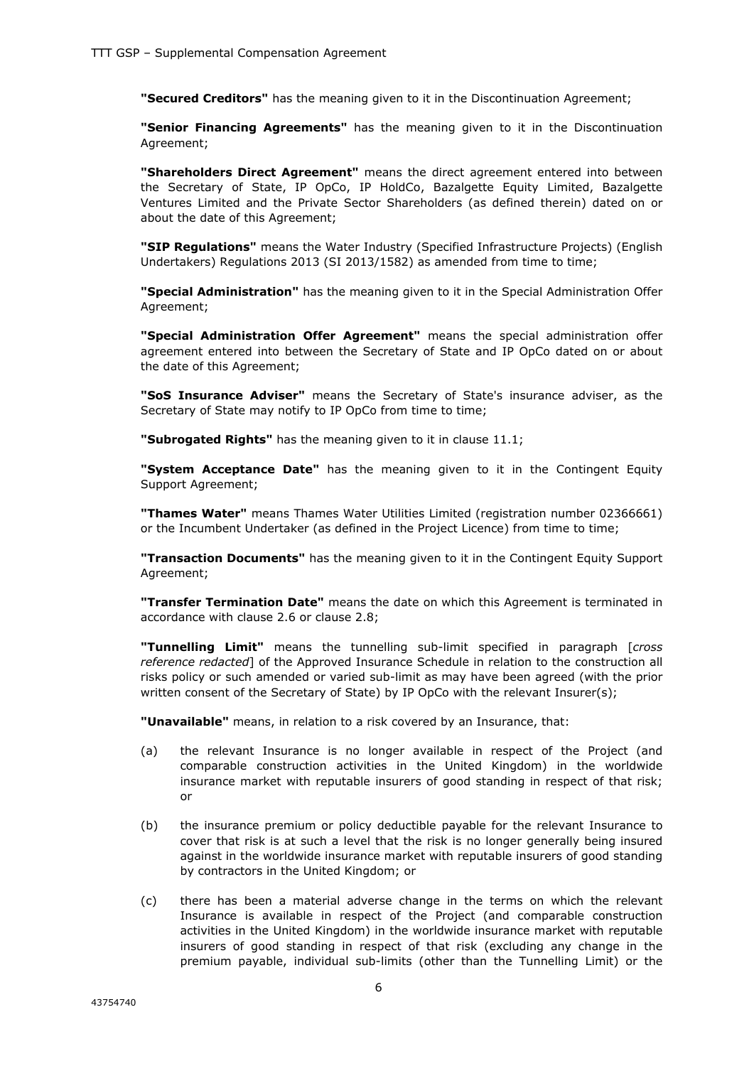**"Secured Creditors"** has the meaning given to it in the Discontinuation Agreement;

**"Senior Financing Agreements"** has the meaning given to it in the Discontinuation Agreement;

**"Shareholders Direct Agreement"** means the direct agreement entered into between the Secretary of State, IP OpCo, IP HoldCo, Bazalgette Equity Limited, Bazalgette Ventures Limited and the Private Sector Shareholders (as defined therein) dated on or about the date of this Agreement;

**"SIP Regulations"** means the Water Industry (Specified Infrastructure Projects) (English Undertakers) Regulations 2013 (SI 2013/1582) as amended from time to time;

**"Special Administration"** has the meaning given to it in the Special Administration Offer Agreement;

**"Special Administration Offer Agreement"** means the special administration offer agreement entered into between the Secretary of State and IP OpCo dated on or about the date of this Agreement;

**"SoS Insurance Adviser"** means the Secretary of State's insurance adviser, as the Secretary of State may notify to IP OpCo from time to time;

**"Subrogated Rights"** has the meaning given to it in clause 11.1;

**"System Acceptance Date"** has the meaning given to it in the Contingent Equity Support Agreement;

**"Thames Water"** means Thames Water Utilities Limited (registration number 02366661) or the Incumbent Undertaker (as defined in the Project Licence) from time to time;

**"Transaction Documents"** has the meaning given to it in the Contingent Equity Support Agreement;

**"Transfer Termination Date"** means the date on which this Agreement is terminated in accordance with clause 2.6 or clause 2.8;

**"Tunnelling Limit"** means the tunnelling sub-limit specified in paragraph [*cross reference redacted*] of the Approved Insurance Schedule in relation to the construction all risks policy or such amended or varied sub-limit as may have been agreed (with the prior written consent of the Secretary of State) by IP OpCo with the relevant Insurer(s);

**"Unavailable"** means, in relation to a risk covered by an Insurance, that:

(a) the relevant Insurance is no longer available in respect of the Project (and comparable construction activities in the United Kingdom) in the worldwide insurance market with reputable insurers of good standing in respect of that risk; or

(b) the insurance premium or policy deductible payable for the relevant Insurance to cover that risk is at such a level that the risk is no longer generally being insured against in the worldwide insurance market with reputable insurers of good standing by contractors in the United Kingdom; or

(c) there has been a material adverse change in the terms on which the relevant Insurance is available in respect of the Project (and comparable construction activities in the United Kingdom) in the worldwide insurance market with reputable insurers of good standing in respect of that risk (excluding any change in the premium payable, individual sub-limits (other than the Tunnelling Limit) or the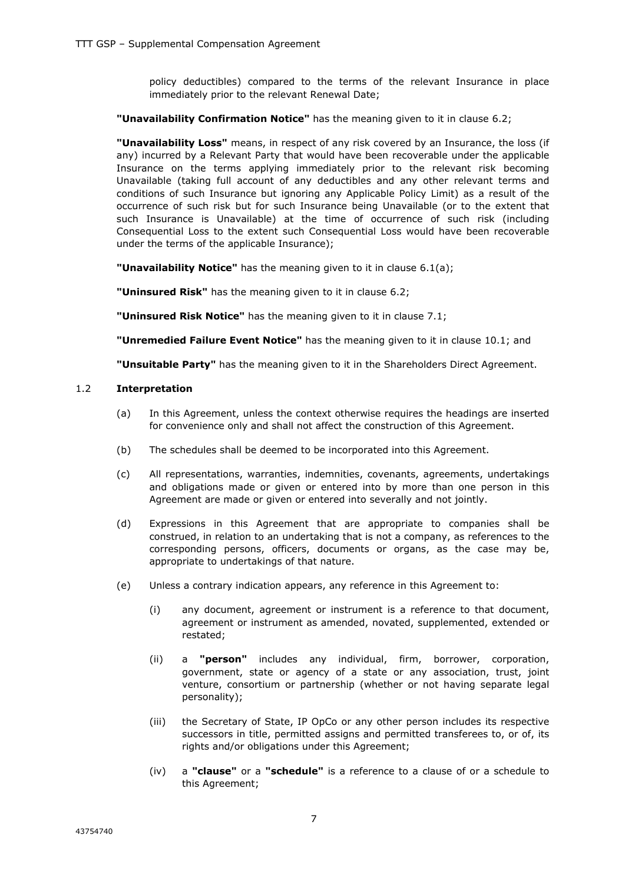policy deductibles) compared to the terms of the relevant Insurance in place immediately prior to the relevant Renewal Date;

**"Unavailability Confirmation Notice"** has the meaning given to it in clause 6.2;

**"Unavailability Loss"** means, in respect of any risk covered by an Insurance, the loss (if any) incurred by a Relevant Party that would have been recoverable under the applicable Insurance on the terms applying immediately prior to the relevant risk becoming Unavailable (taking full account of any deductibles and any other relevant terms and conditions of such Insurance but ignoring any Applicable Policy Limit) as a result of the occurrence of such risk but for such Insurance being Unavailable (or to the extent that such Insurance is Unavailable) at the time of occurrence of such risk (including Consequential Loss to the extent such Consequential Loss would have been recoverable under the terms of the applicable Insurance);

**"Unavailability Notice"** has the meaning given to it in clause 6.1(a);

**"Uninsured Risk"** has the meaning given to it in clause 6.2;

**"Uninsured Risk Notice"** has the meaning given to it in clause 7.1;

**"Unremedied Failure Event Notice"** has the meaning given to it in clause 10.1; and

**"Unsuitable Party"** has the meaning given to it in the Shareholders Direct Agreement.

### 1.2 Interpretation

(a) In this Agreement, unless the context otherwise requires the headings are inserted for convenience only and shall not affect the construction of this Agreement.

(b) The schedules shall be deemed to be incorporated into this Agreement.

(c) All representations, warranties, indemnities, covenants, agreements, undertakings and obligations made or given or entered into by more than one person in this Agreement are made or given or entered into severally and not jointly.

(d) Expressions in this Agreement that are appropriate to companies shall be construed, in relation to an undertaking that is not a company, as references to the corresponding persons, officers, documents or organs, as the case may be, appropriate to undertakings of that nature.

(e) Unless a contrary indication appears, any reference in this Agreement to:

(i) any document, agreement or instrument is a reference to that document, agreement or instrument as amended, novated, supplemented, extended or restated;

(ii) a **"person"** includes any individual, firm, borrower, corporation, government, state or agency of a state or any association, trust, joint venture, consortium or partnership (whether or not having separate legal personality);

(iii) the Secretary of State, IP OpCo or any other person includes its respective successors in title, permitted assigns and permitted transferees to, or of, its rights and/or obligations under this Agreement;

(iv) a **"clause"** or a **"schedule"** is a reference to a clause of or a schedule to this Agreement;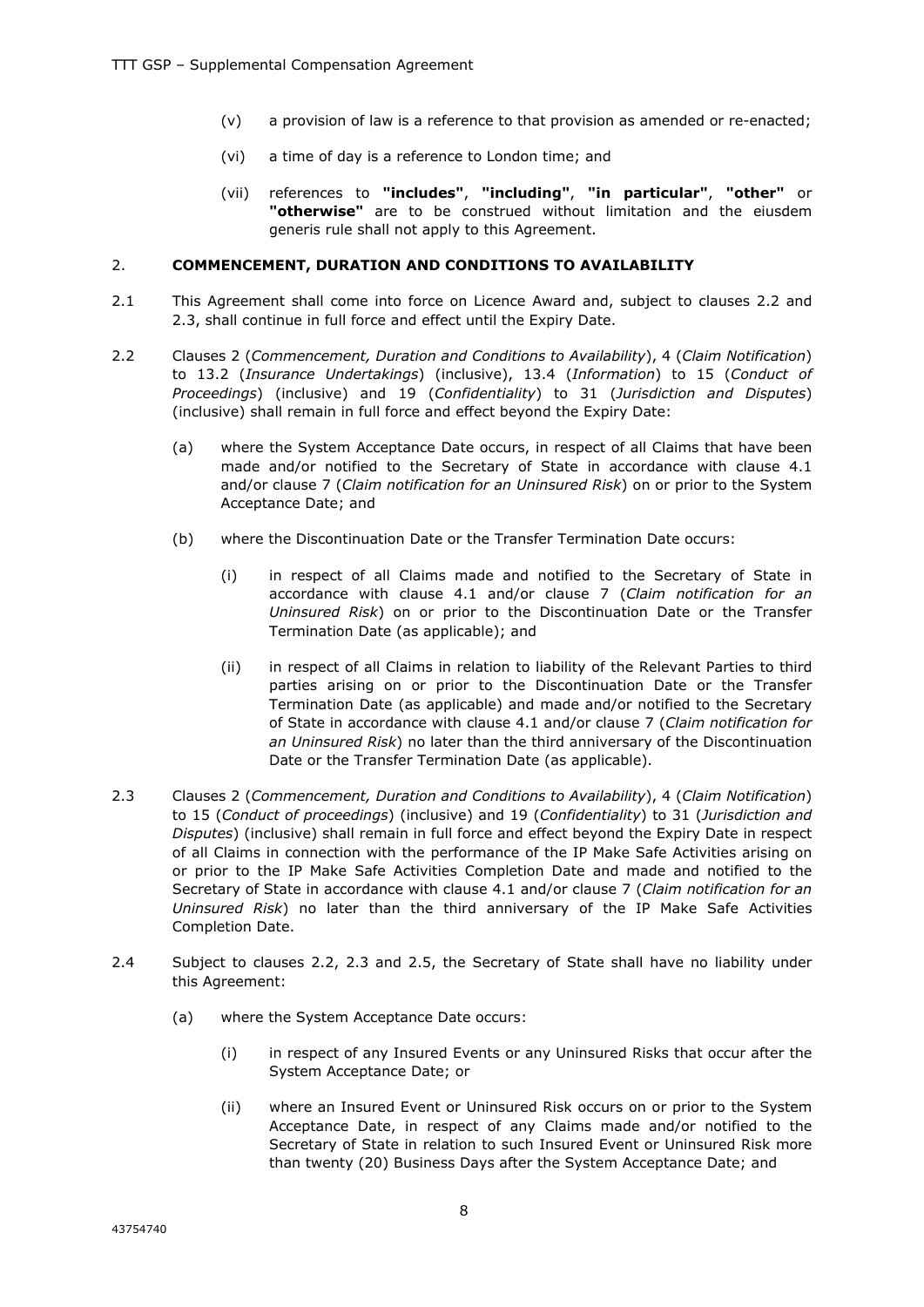(v) a provision of law is a reference to that provision as amended or re-enacted;

(vi) a time of day is a reference to London time; and

(vii) references to **"includes"**, **"including"**, **"in particular"**, **"other"** or **"otherwise"** are to be construed without limitation and the eiusdem generis rule shall not apply to this Agreement.

## 2. COMMENCEMENT, DURATION AND CONDITIONS TO AVAILABILITY

2.1 This Agreement shall come into force on Licence Award and, subject to clauses 2.2 and 2.3, shall continue in full force and effect until the Expiry Date.

2.2 Clauses 2 (*Commencement, Duration and Conditions to Availability*), 4 (*Claim Notification*) to 13.2 (*Insurance Undertakings*) (inclusive), 13.4 (*Information*) to 15 (*Conduct of Proceedings*) (inclusive) and 19 (*Confidentiality*) to 31 (*Jurisdiction and Disputes*) (inclusive) shall remain in full force and effect beyond the Expiry Date:

(a) where the System Acceptance Date occurs, in respect of all Claims that have been made and/or notified to the Secretary of State in accordance with clause 4.1 and/or clause 7 (*Claim notification for an Uninsured Risk*) on or prior to the System Acceptance Date; and

(b) where the Discontinuation Date or the Transfer Termination Date occurs:

(i) in respect of all Claims made and notified to the Secretary of State in accordance with clause 4.1 and/or clause 7 (*Claim notification for an Uninsured Risk*) on or prior to the Discontinuation Date or the Transfer Termination Date (as applicable); and

(ii) in respect of all Claims in relation to liability of the Relevant Parties to third parties arising on or prior to the Discontinuation Date or the Transfer Termination Date (as applicable) and made and/or notified to the Secretary of State in accordance with clause 4.1 and/or clause 7 (*Claim notification for an Uninsured Risk*) no later than the third anniversary of the Discontinuation Date or the Transfer Termination Date (as applicable).

2.3 Clauses 2 (*Commencement, Duration and Conditions to Availability*), 4 (*Claim Notification*) to 15 (*Conduct of proceedings*) (inclusive) and 19 (*Confidentiality*) to 31 (*Jurisdiction and Disputes*) (inclusive) shall remain in full force and effect beyond the Expiry Date in respect of all Claims in connection with the performance of the IP Make Safe Activities arising on or prior to the IP Make Safe Activities Completion Date and made and notified to the Secretary of State in accordance with clause 4.1 and/or clause 7 (*Claim notification for an Uninsured Risk*) no later than the third anniversary of the IP Make Safe Activities Completion Date.

2.4 Subject to clauses 2.2, 2.3 and 2.5, the Secretary of State shall have no liability under this Agreement:

(a) where the System Acceptance Date occurs:

(i) in respect of any Insured Events or any Uninsured Risks that occur after the System Acceptance Date; or

(ii) where an Insured Event or Uninsured Risk occurs on or prior to the System Acceptance Date, in respect of any Claims made and/or notified to the Secretary of State in relation to such Insured Event or Uninsured Risk more than twenty (20) Business Days after the System Acceptance Date; and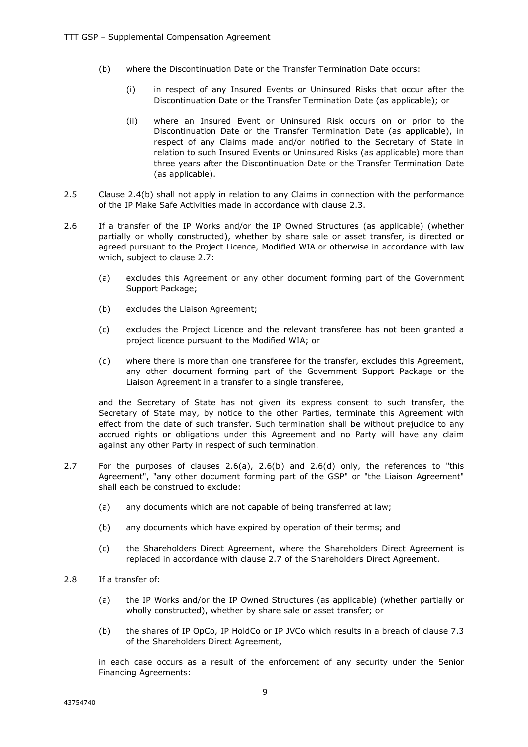(b) where the Discontinuation Date or the Transfer Termination Date occurs:

(i) in respect of any Insured Events or Uninsured Risks that occur after the Discontinuation Date or the Transfer Termination Date (as applicable); or

(ii) where an Insured Event or Uninsured Risk occurs on or prior to the Discontinuation Date or the Transfer Termination Date (as applicable), in respect of any Claims made and/or notified to the Secretary of State in relation to such Insured Events or Uninsured Risks (as applicable) more than three years after the Discontinuation Date or the Transfer Termination Date (as applicable).

2.5 Clause 2.4(b) shall not apply in relation to any Claims in connection with the performance of the IP Make Safe Activities made in accordance with clause 2.3.

2.6 If a transfer of the IP Works and/or the IP Owned Structures (as applicable) (whether partially or wholly constructed), whether by share sale or asset transfer, is directed or agreed pursuant to the Project Licence, Modified WIA or otherwise in accordance with law which, subject to clause 2.7:

(a) excludes this Agreement or any other document forming part of the Government Support Package;

(b) excludes the Liaison Agreement;

(c) excludes the Project Licence and the relevant transferee has not been granted a project licence pursuant to the Modified WIA; or

(d) where there is more than one transferee for the transfer, excludes this Agreement, any other document forming part of the Government Support Package or the Liaison Agreement in a transfer to a single transferee,

and the Secretary of State has not given its express consent to such transfer, the Secretary of State may, by notice to the other Parties, terminate this Agreement with effect from the date of such transfer. Such termination shall be without prejudice to any accrued rights or obligations under this Agreement and no Party will have any claim against any other Party in respect of such termination.

2.7 For the purposes of clauses 2.6(a), 2.6(b) and 2.6(d) only, the references to "this Agreement", "any other document forming part of the GSP" or "the Liaison Agreement" shall each be construed to exclude:

(a) any documents which are not capable of being transferred at law;

(b) any documents which have expired by operation of their terms; and

(c) the Shareholders Direct Agreement, where the Shareholders Direct Agreement is replaced in accordance with clause 2.7 of the Shareholders Direct Agreement.

2.8 If a transfer of:

(a) the IP Works and/or the IP Owned Structures (as applicable) (whether partially or wholly constructed), whether by share sale or asset transfer; or

(b) the shares of IP OpCo, IP HoldCo or IP JVCo which results in a breach of clause 7.3 of the Shareholders Direct Agreement,

in each case occurs as a result of the enforcement of any security under the Senior Financing Agreements: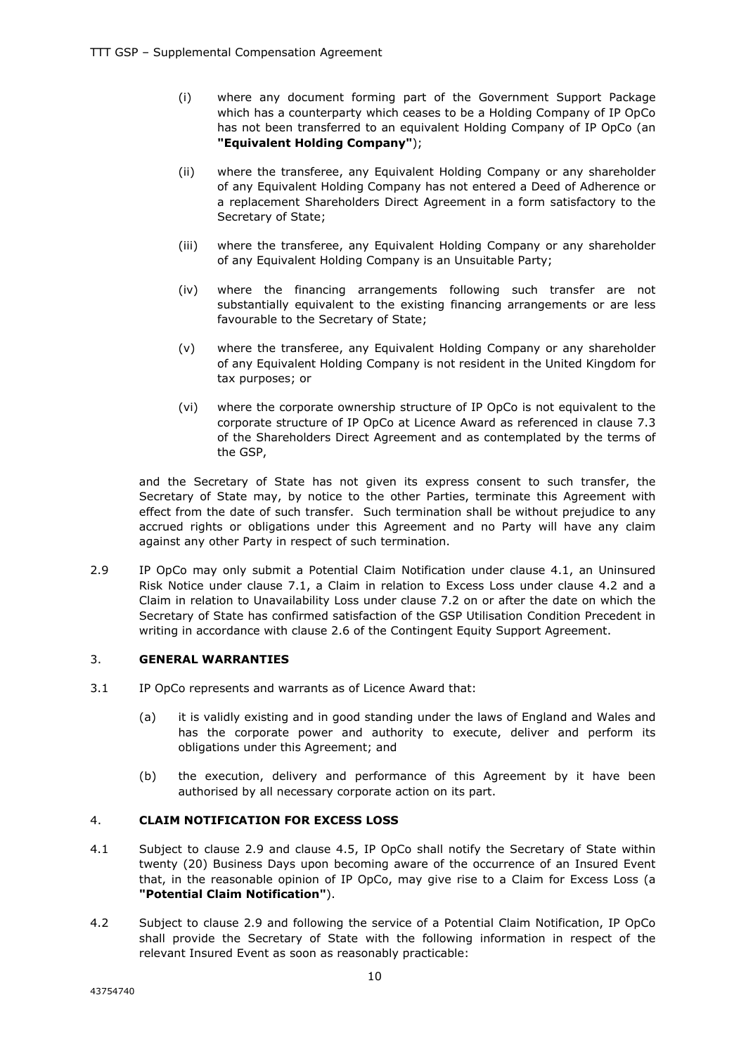(i) where any document forming part of the Government Support Package which has a counterparty which ceases to be a Holding Company of IP OpCo has not been transferred to an equivalent Holding Company of IP OpCo (an **"Equivalent Holding Company"**);

(ii) where the transferee, any Equivalent Holding Company or any shareholder of any Equivalent Holding Company has not entered a Deed of Adherence or a replacement Shareholders Direct Agreement in a form satisfactory to the Secretary of State;

(iii) where the transferee, any Equivalent Holding Company or any shareholder of any Equivalent Holding Company is an Unsuitable Party;

(iv) where the financing arrangements following such transfer are not substantially equivalent to the existing financing arrangements or are less favourable to the Secretary of State;

(v) where the transferee, any Equivalent Holding Company or any shareholder of any Equivalent Holding Company is not resident in the United Kingdom for tax purposes; or

(vi) where the corporate ownership structure of IP OpCo is not equivalent to the corporate structure of IP OpCo at Licence Award as referenced in clause 7.3 of the Shareholders Direct Agreement and as contemplated by the terms of the GSP,

and the Secretary of State has not given its express consent to such transfer, the Secretary of State may, by notice to the other Parties, terminate this Agreement with effect from the date of such transfer. Such termination shall be without prejudice to any accrued rights or obligations under this Agreement and no Party will have any claim against any other Party in respect of such termination.

2.9 IP OpCo may only submit a Potential Claim Notification under clause 4.1, an Uninsured Risk Notice under clause 7.1, a Claim in relation to Excess Loss under clause 4.2 and a Claim in relation to Unavailability Loss under clause 7.2 on or after the date on which the Secretary of State has confirmed satisfaction of the GSP Utilisation Condition Precedent in writing in accordance with clause 2.6 of the Contingent Equity Support Agreement.

## 3. GENERAL WARRANTIES

3.1 IP OpCo represents and warrants as of Licence Award that:

(a) it is validly existing and in good standing under the laws of England and Wales and has the corporate power and authority to execute, deliver and perform its obligations under this Agreement; and

(b) the execution, delivery and performance of this Agreement by it have been authorised by all necessary corporate action on its part.

## 4. CLAIM NOTIFICATION FOR EXCESS LOSS

4.1 Subject to clause 2.9 and clause 4.5, IP OpCo shall notify the Secretary of State within twenty (20) Business Days upon becoming aware of the occurrence of an Insured Event that, in the reasonable opinion of IP OpCo, may give rise to a Claim for Excess Loss (a **"Potential Claim Notification"**).

4.2 Subject to clause 2.9 and following the service of a Potential Claim Notification, IP OpCo shall provide the Secretary of State with the following information in respect of the relevant Insured Event as soon as reasonably practicable: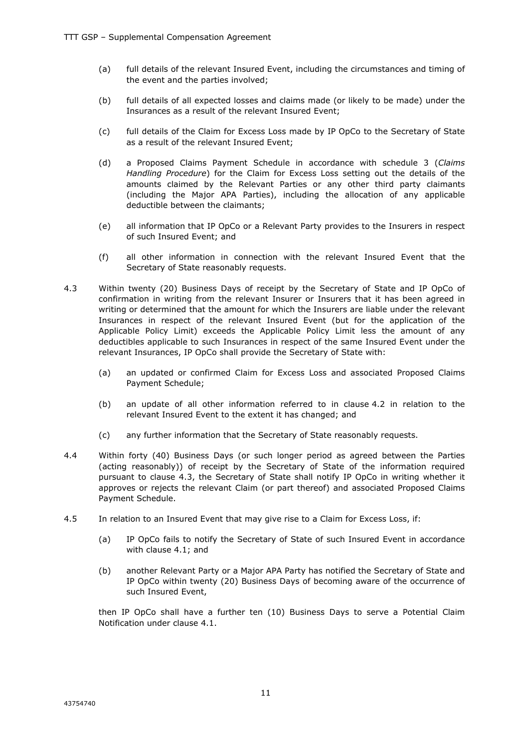(a) full details of the relevant Insured Event, including the circumstances and timing of the event and the parties involved;

(b) full details of all expected losses and claims made (or likely to be made) under the Insurances as a result of the relevant Insured Event;

(c) full details of the Claim for Excess Loss made by IP OpCo to the Secretary of State as a result of the relevant Insured Event;

(d) a Proposed Claims Payment Schedule in accordance with schedule 3 (*Claims Handling Procedure*) for the Claim for Excess Loss setting out the details of the amounts claimed by the Relevant Parties or any other third party claimants (including the Major APA Parties), including the allocation of any applicable deductible between the claimants;

(e) all information that IP OpCo or a Relevant Party provides to the Insurers in respect of such Insured Event; and

(f) all other information in connection with the relevant Insured Event that the Secretary of State reasonably requests.

4.3 Within twenty (20) Business Days of receipt by the Secretary of State and IP OpCo of confirmation in writing from the relevant Insurer or Insurers that it has been agreed in writing or determined that the amount for which the Insurers are liable under the relevant Insurances in respect of the relevant Insured Event (but for the application of the Applicable Policy Limit) exceeds the Applicable Policy Limit less the amount of any deductibles applicable to such Insurances in respect of the same Insured Event under the relevant Insurances, IP OpCo shall provide the Secretary of State with:

(a) an updated or confirmed Claim for Excess Loss and associated Proposed Claims Payment Schedule;

(b) an update of all other information referred to in clause 4.2 in relation to the relevant Insured Event to the extent it has changed; and

(c) any further information that the Secretary of State reasonably requests.

4.4 Within forty (40) Business Days (or such longer period as agreed between the Parties (acting reasonably)) of receipt by the Secretary of State of the information required pursuant to clause 4.3, the Secretary of State shall notify IP OpCo in writing whether it approves or rejects the relevant Claim (or part thereof) and associated Proposed Claims Payment Schedule.

4.5 In relation to an Insured Event that may give rise to a Claim for Excess Loss, if:

(a) IP OpCo fails to notify the Secretary of State of such Insured Event in accordance with clause 4.1; and

(b) another Relevant Party or a Major APA Party has notified the Secretary of State and IP OpCo within twenty (20) Business Days of becoming aware of the occurrence of such Insured Event,

then IP OpCo shall have a further ten (10) Business Days to serve a Potential Claim Notification under clause 4.1.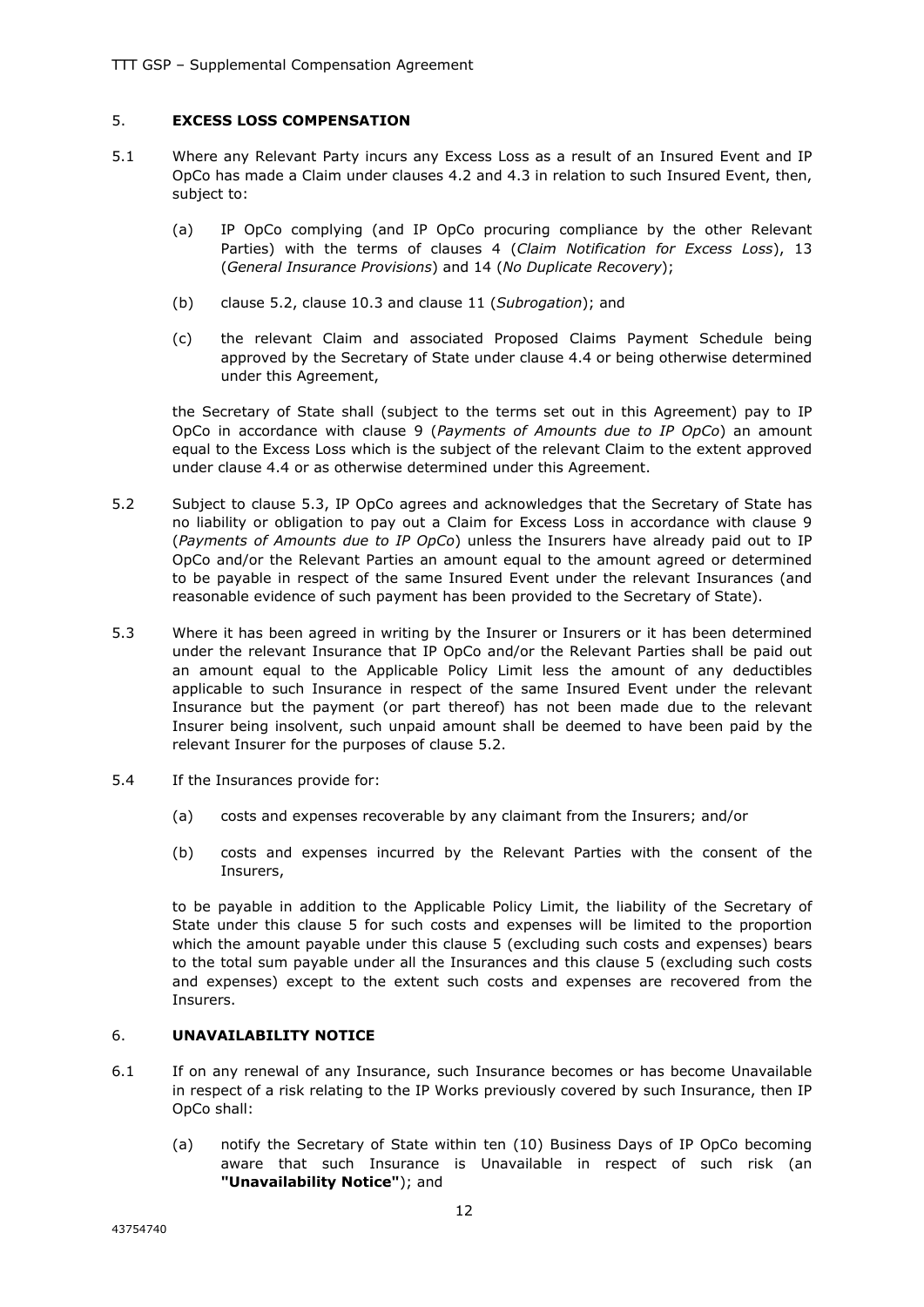## 5. EXCESS LOSS COMPENSATION

5.1 Where any Relevant Party incurs any Excess Loss as a result of an Insured Event and IP OpCo has made a Claim under clauses 4.2 and 4.3 in relation to such Insured Event, then, subject to:

(a) IP OpCo complying (and IP OpCo procuring compliance by the other Relevant Parties) with the terms of clauses 4 (*Claim Notification for Excess Loss*), 13 (*General Insurance Provisions*) and 14 (*No Duplicate Recovery*);

(b) clause 5.2, clause 10.3 and clause 11 (*Subrogation*); and

(c) the relevant Claim and associated Proposed Claims Payment Schedule being approved by the Secretary of State under clause 4.4 or being otherwise determined under this Agreement,

the Secretary of State shall (subject to the terms set out in this Agreement) pay to IP OpCo in accordance with clause 9 (*Payments of Amounts due to IP OpCo*) an amount equal to the Excess Loss which is the subject of the relevant Claim to the extent approved under clause 4.4 or as otherwise determined under this Agreement.

5.2 Subject to clause 5.3, IP OpCo agrees and acknowledges that the Secretary of State has no liability or obligation to pay out a Claim for Excess Loss in accordance with clause 9 (*Payments of Amounts due to IP OpCo*) unless the Insurers have already paid out to IP OpCo and/or the Relevant Parties an amount equal to the amount agreed or determined to be payable in respect of the same Insured Event under the relevant Insurances (and reasonable evidence of such payment has been provided to the Secretary of State).

5.3 Where it has been agreed in writing by the Insurer or Insurers or it has been determined under the relevant Insurance that IP OpCo and/or the Relevant Parties shall be paid out an amount equal to the Applicable Policy Limit less the amount of any deductibles applicable to such Insurance in respect of the same Insured Event under the relevant Insurance but the payment (or part thereof) has not been made due to the relevant Insurer being insolvent, such unpaid amount shall be deemed to have been paid by the relevant Insurer for the purposes of clause 5.2.

5.4 If the Insurances provide for:

(a) costs and expenses recoverable by any claimant from the Insurers; and/or

(b) costs and expenses incurred by the Relevant Parties with the consent of the Insurers,

to be payable in addition to the Applicable Policy Limit, the liability of the Secretary of State under this clause 5 for such costs and expenses will be limited to the proportion which the amount payable under this clause 5 (excluding such costs and expenses) bears to the total sum payable under all the Insurances and this clause 5 (excluding such costs and expenses) except to the extent such costs and expenses are recovered from the Insurers.

## 6. UNAVAILABILITY NOTICE

6.1 If on any renewal of any Insurance, such Insurance becomes or has become Unavailable in respect of a risk relating to the IP Works previously covered by such Insurance, then IP OpCo shall:

(a) notify the Secretary of State within ten (10) Business Days of IP OpCo becoming aware that such Insurance is Unavailable in respect of such risk (an **"Unavailability Notice"**); and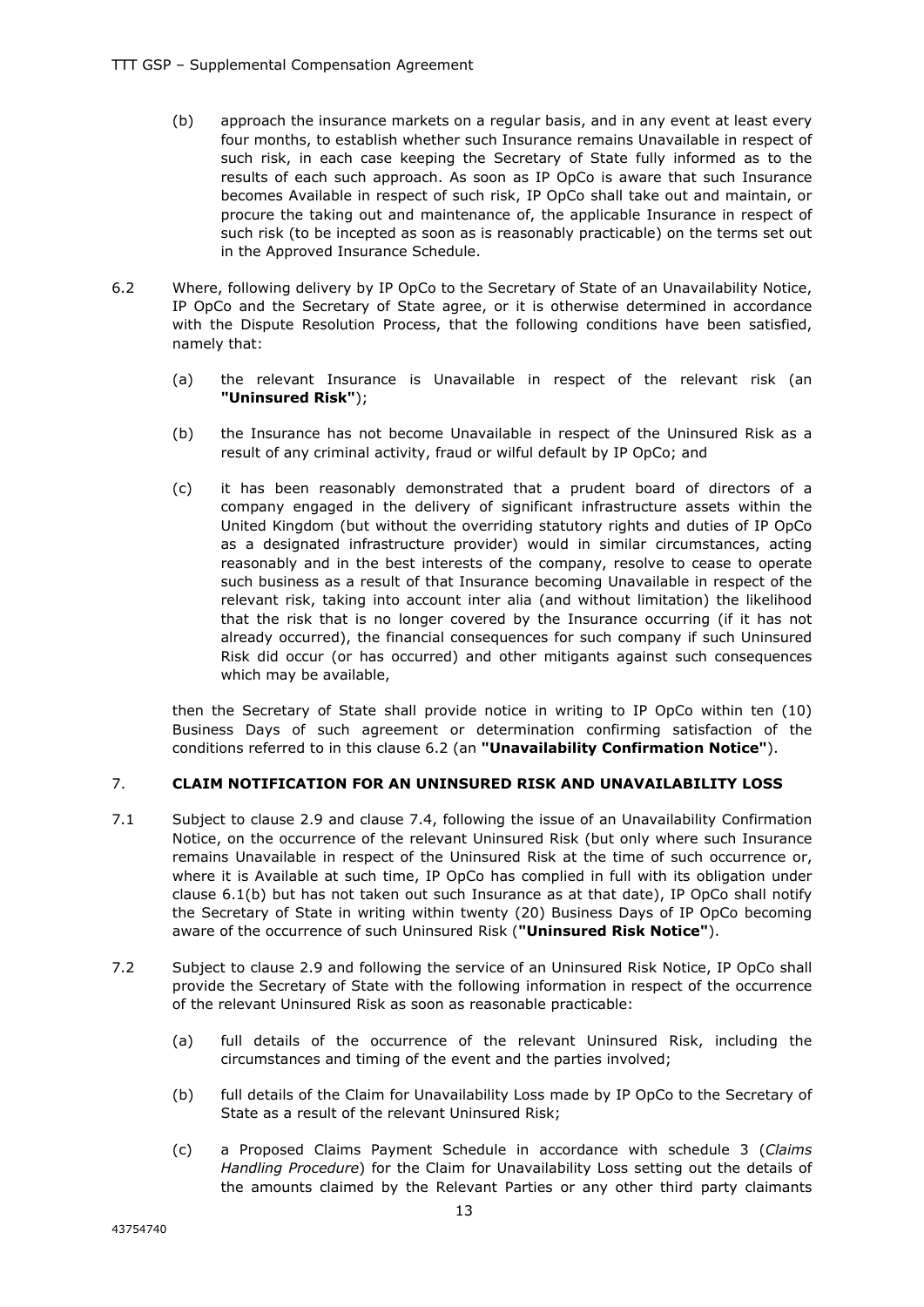(b) approach the insurance markets on a regular basis, and in any event at least every four months, to establish whether such Insurance remains Unavailable in respect of such risk, in each case keeping the Secretary of State fully informed as to the results of each such approach. As soon as IP OpCo is aware that such Insurance becomes Available in respect of such risk, IP OpCo shall take out and maintain, or procure the taking out and maintenance of, the applicable Insurance in respect of such risk (to be incepted as soon as is reasonably practicable) on the terms set out in the Approved Insurance Schedule.

6.2 Where, following delivery by IP OpCo to the Secretary of State of an Unavailability Notice, IP OpCo and the Secretary of State agree, or it is otherwise determined in accordance with the Dispute Resolution Process, that the following conditions have been satisfied, namely that:

(a) the relevant Insurance is Unavailable in respect of the relevant risk (an **"Uninsured Risk"**);

(b) the Insurance has not become Unavailable in respect of the Uninsured Risk as a result of any criminal activity, fraud or wilful default by IP OpCo; and

(c) it has been reasonably demonstrated that a prudent board of directors of a company engaged in the delivery of significant infrastructure assets within the United Kingdom (but without the overriding statutory rights and duties of IP OpCo as a designated infrastructure provider) would in similar circumstances, acting reasonably and in the best interests of the company, resolve to cease to operate such business as a result of that Insurance becoming Unavailable in respect of the relevant risk, taking into account inter alia (and without limitation) the likelihood that the risk that is no longer covered by the Insurance occurring (if it has not already occurred), the financial consequences for such company if such Uninsured Risk did occur (or has occurred) and other mitigants against such consequences which may be available,

then the Secretary of State shall provide notice in writing to IP OpCo within ten (10) Business Days of such agreement or determination confirming satisfaction of the conditions referred to in this clause 6.2 (an **"Unavailability Confirmation Notice"**).

## 7. CLAIM NOTIFICATION FOR AN UNINSURED RISK AND UNAVAILABILITY LOSS

7.1 Subject to clause 2.9 and clause 7.4, following the issue of an Unavailability Confirmation Notice, on the occurrence of the relevant Uninsured Risk (but only where such Insurance remains Unavailable in respect of the Uninsured Risk at the time of such occurrence or, where it is Available at such time, IP OpCo has complied in full with its obligation under clause 6.1(b) but has not taken out such Insurance as at that date), IP OpCo shall notify the Secretary of State in writing within twenty (20) Business Days of IP OpCo becoming aware of the occurrence of such Uninsured Risk (**"Uninsured Risk Notice"**).

7.2 Subject to clause 2.9 and following the service of an Uninsured Risk Notice, IP OpCo shall provide the Secretary of State with the following information in respect of the occurrence of the relevant Uninsured Risk as soon as reasonable practicable:

(a) full details of the occurrence of the relevant Uninsured Risk, including the circumstances and timing of the event and the parties involved;

(b) full details of the Claim for Unavailability Loss made by IP OpCo to the Secretary of State as a result of the relevant Uninsured Risk;

(c) a Proposed Claims Payment Schedule in accordance with schedule 3 (*Claims Handling Procedure*) for the Claim for Unavailability Loss setting out the details of the amounts claimed by the Relevant Parties or any other third party claimants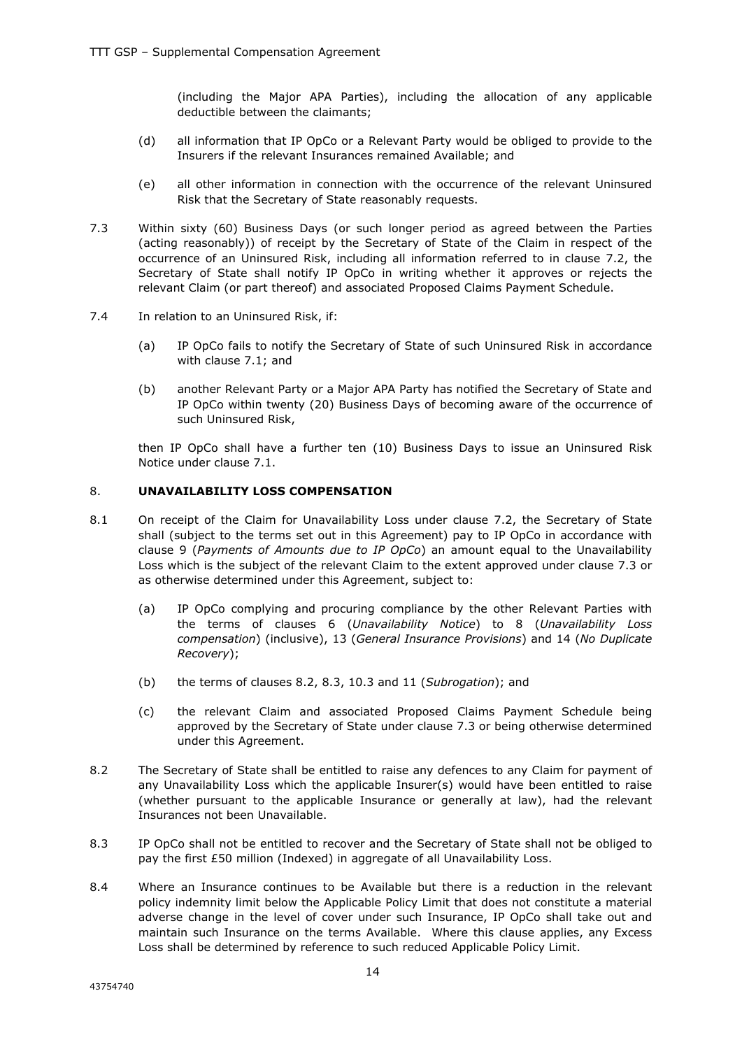(including the Major APA Parties), including the allocation of any applicable deductible between the claimants;

(d) all information that IP OpCo or a Relevant Party would be obliged to provide to the Insurers if the relevant Insurances remained Available; and

(e) all other information in connection with the occurrence of the relevant Uninsured Risk that the Secretary of State reasonably requests.

7.3 Within sixty (60) Business Days (or such longer period as agreed between the Parties (acting reasonably)) of receipt by the Secretary of State of the Claim in respect of the occurrence of an Uninsured Risk, including all information referred to in clause 7.2, the Secretary of State shall notify IP OpCo in writing whether it approves or rejects the relevant Claim (or part thereof) and associated Proposed Claims Payment Schedule.

7.4 In relation to an Uninsured Risk, if:

(a) IP OpCo fails to notify the Secretary of State of such Uninsured Risk in accordance with clause 7.1; and

(b) another Relevant Party or a Major APA Party has notified the Secretary of State and IP OpCo within twenty (20) Business Days of becoming aware of the occurrence of such Uninsured Risk,

then IP OpCo shall have a further ten (10) Business Days to issue an Uninsured Risk Notice under clause 7.1.

## 8. UNAVAILABILITY LOSS COMPENSATION

8.1 On receipt of the Claim for Unavailability Loss under clause 7.2, the Secretary of State shall (subject to the terms set out in this Agreement) pay to IP OpCo in accordance with clause 9 (*Payments of Amounts due to IP OpCo*) an amount equal to the Unavailability Loss which is the subject of the relevant Claim to the extent approved under clause 7.3 or as otherwise determined under this Agreement, subject to:

(a) IP OpCo complying and procuring compliance by the other Relevant Parties with the terms of clauses 6 (*Unavailability Notice*) to 8 (*Unavailability Loss compensation*) (inclusive), 13 (*General Insurance Provisions*) and 14 (*No Duplicate Recovery*);

(b) the terms of clauses 8.2, 8.3, 10.3 and 11 (*Subrogation*); and

(c) the relevant Claim and associated Proposed Claims Payment Schedule being approved by the Secretary of State under clause 7.3 or being otherwise determined under this Agreement.

8.2 The Secretary of State shall be entitled to raise any defences to any Claim for payment of any Unavailability Loss which the applicable Insurer(s) would have been entitled to raise (whether pursuant to the applicable Insurance or generally at law), had the relevant Insurances not been Unavailable.

8.3 IP OpCo shall not be entitled to recover and the Secretary of State shall not be obliged to pay the first £50 million (Indexed) in aggregate of all Unavailability Loss.

8.4 Where an Insurance continues to be Available but there is a reduction in the relevant policy indemnity limit below the Applicable Policy Limit that does not constitute a material adverse change in the level of cover under such Insurance, IP OpCo shall take out and maintain such Insurance on the terms Available. Where this clause applies, any Excess Loss shall be determined by reference to such reduced Applicable Policy Limit.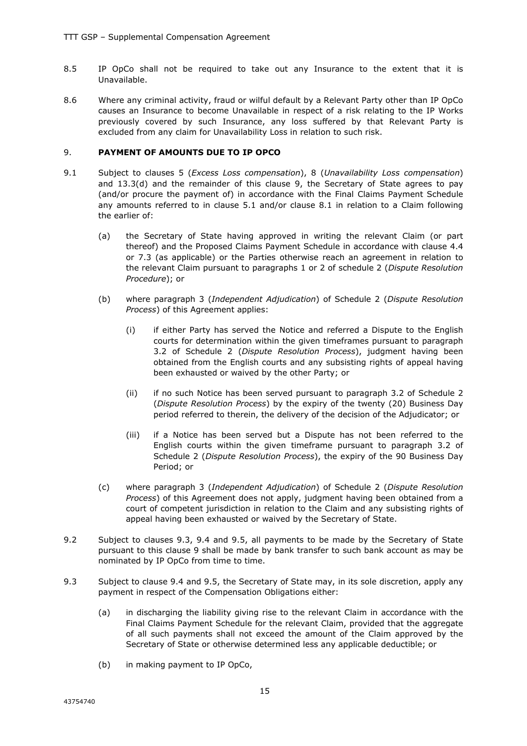8.5 IP OpCo shall not be required to take out any Insurance to the extent that it is Unavailable.

8.6 Where any criminal activity, fraud or wilful default by a Relevant Party other than IP OpCo causes an Insurance to become Unavailable in respect of a risk relating to the IP Works previously covered by such Insurance, any loss suffered by that Relevant Party is excluded from any claim for Unavailability Loss in relation to such risk.

## 9. PAYMENT OF AMOUNTS DUE TO IP OPCO

9.1 Subject to clauses 5 (*Excess Loss compensation*), 8 (*Unavailability Loss compensation*) and 13.3(d) and the remainder of this clause 9, the Secretary of State agrees to pay (and/or procure the payment of) in accordance with the Final Claims Payment Schedule any amounts referred to in clause 5.1 and/or clause 8.1 in relation to a Claim following the earlier of:

(a) the Secretary of State having approved in writing the relevant Claim (or part thereof) and the Proposed Claims Payment Schedule in accordance with clause 4.4 or 7.3 (as applicable) or the Parties otherwise reach an agreement in relation to the relevant Claim pursuant to paragraphs 1 or 2 of schedule 2 (*Dispute Resolution Procedure*); or

(b) where paragraph 3 (*Independent Adjudication*) of Schedule 2 (*Dispute Resolution Process*) of this Agreement applies:

(i) if either Party has served the Notice and referred a Dispute to the English courts for determination within the given timeframes pursuant to paragraph 3.2 of Schedule 2 (*Dispute Resolution Process*), judgment having been obtained from the English courts and any subsisting rights of appeal having been exhausted or waived by the other Party; or

(ii) if no such Notice has been served pursuant to paragraph 3.2 of Schedule 2 (*Dispute Resolution Process*) by the expiry of the twenty (20) Business Day period referred to therein, the delivery of the decision of the Adjudicator; or

(iii) if a Notice has been served but a Dispute has not been referred to the English courts within the given timeframe pursuant to paragraph 3.2 of Schedule 2 (*Dispute Resolution Process*), the expiry of the 90 Business Day Period; or

(c) where paragraph 3 (*Independent Adjudication*) of Schedule 2 (*Dispute Resolution Process*) of this Agreement does not apply, judgment having been obtained from a court of competent jurisdiction in relation to the Claim and any subsisting rights of appeal having been exhausted or waived by the Secretary of State.

9.2 Subject to clauses 9.3, 9.4 and 9.5, all payments to be made by the Secretary of State pursuant to this clause 9 shall be made by bank transfer to such bank account as may be nominated by IP OpCo from time to time.

9.3 Subject to clause 9.4 and 9.5, the Secretary of State may, in its sole discretion, apply any payment in respect of the Compensation Obligations either:

(a) in discharging the liability giving rise to the relevant Claim in accordance with the Final Claims Payment Schedule for the relevant Claim, provided that the aggregate of all such payments shall not exceed the amount of the Claim approved by the Secretary of State or otherwise determined less any applicable deductible; or

(b) in making payment to IP OpCo,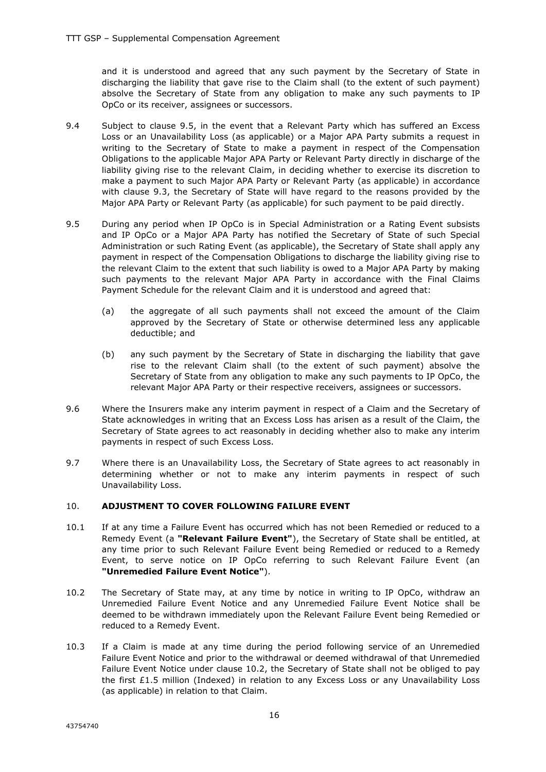and it is understood and agreed that any such payment by the Secretary of State in discharging the liability that gave rise to the Claim shall (to the extent of such payment) absolve the Secretary of State from any obligation to make any such payments to IP OpCo or its receiver, assignees or successors.

9.4 Subject to clause 9.5, in the event that a Relevant Party which has suffered an Excess Loss or an Unavailability Loss (as applicable) or a Major APA Party submits a request in writing to the Secretary of State to make a payment in respect of the Compensation Obligations to the applicable Major APA Party or Relevant Party directly in discharge of the liability giving rise to the relevant Claim, in deciding whether to exercise its discretion to make a payment to such Major APA Party or Relevant Party (as applicable) in accordance with clause 9.3, the Secretary of State will have regard to the reasons provided by the Major APA Party or Relevant Party (as applicable) for such payment to be paid directly.

9.5 During any period when IP OpCo is in Special Administration or a Rating Event subsists and IP OpCo or a Major APA Party has notified the Secretary of State of such Special Administration or such Rating Event (as applicable), the Secretary of State shall apply any payment in respect of the Compensation Obligations to discharge the liability giving rise to the relevant Claim to the extent that such liability is owed to a Major APA Party by making such payments to the relevant Major APA Party in accordance with the Final Claims Payment Schedule for the relevant Claim and it is understood and agreed that:

(a) the aggregate of all such payments shall not exceed the amount of the Claim approved by the Secretary of State or otherwise determined less any applicable deductible; and

(b) any such payment by the Secretary of State in discharging the liability that gave rise to the relevant Claim shall (to the extent of such payment) absolve the Secretary of State from any obligation to make any such payments to IP OpCo, the relevant Major APA Party or their respective receivers, assignees or successors.

9.6 Where the Insurers make any interim payment in respect of a Claim and the Secretary of State acknowledges in writing that an Excess Loss has arisen as a result of the Claim, the Secretary of State agrees to act reasonably in deciding whether also to make any interim payments in respect of such Excess Loss.

9.7 Where there is an Unavailability Loss, the Secretary of State agrees to act reasonably in determining whether or not to make any interim payments in respect of such Unavailability Loss.

## 10. ADJUSTMENT TO COVER FOLLOWING FAILURE EVENT

10.1 If at any time a Failure Event has occurred which has not been Remedied or reduced to a Remedy Event (a **"Relevant Failure Event"**), the Secretary of State shall be entitled, at any time prior to such Relevant Failure Event being Remedied or reduced to a Remedy Event, to serve notice on IP OpCo referring to such Relevant Failure Event (an **"Unremedied Failure Event Notice"**).

10.2 The Secretary of State may, at any time by notice in writing to IP OpCo, withdraw an Unremedied Failure Event Notice and any Unremedied Failure Event Notice shall be deemed to be withdrawn immediately upon the Relevant Failure Event being Remedied or reduced to a Remedy Event.

10.3 If a Claim is made at any time during the period following service of an Unremedied Failure Event Notice and prior to the withdrawal or deemed withdrawal of that Unremedied Failure Event Notice under clause 10.2, the Secretary of State shall not be obliged to pay the first £1.5 million (Indexed) in relation to any Excess Loss or any Unavailability Loss (as applicable) in relation to that Claim.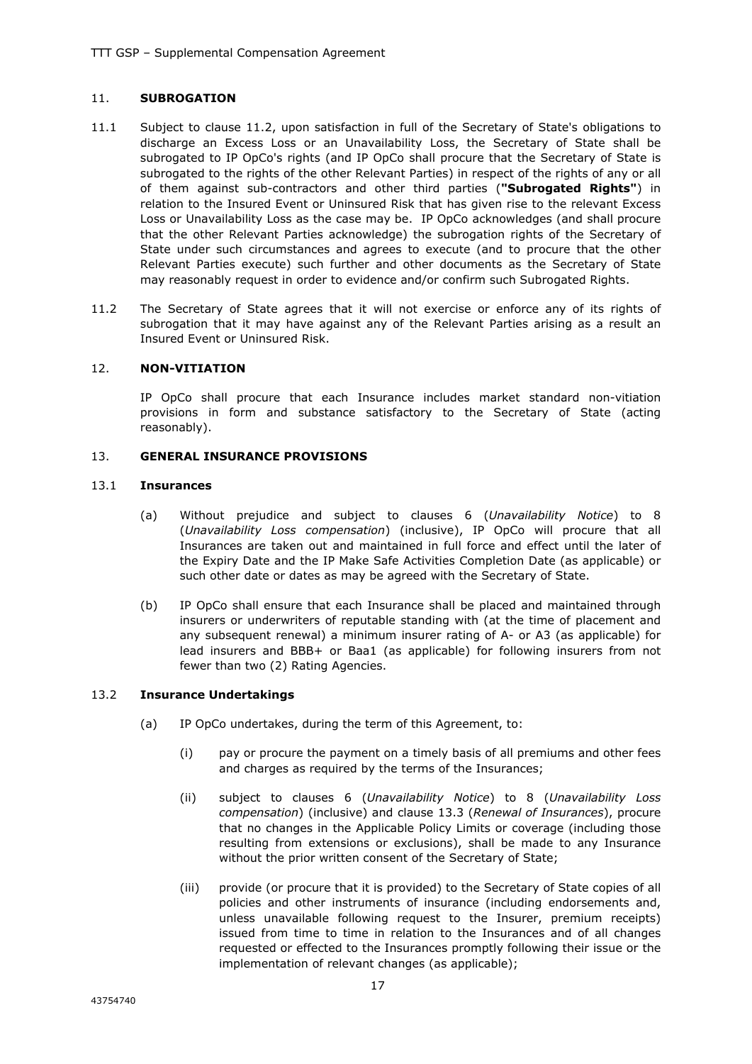## 11. SUBROGATION

11.1 Subject to clause 11.2, upon satisfaction in full of the Secretary of State's obligations to discharge an Excess Loss or an Unavailability Loss, the Secretary of State shall be subrogated to IP OpCo's rights (and IP OpCo shall procure that the Secretary of State is subrogated to the rights of the other Relevant Parties) in respect of the rights of any or all of them against sub-contractors and other third parties (**"Subrogated Rights"**) in relation to the Insured Event or Uninsured Risk that has given rise to the relevant Excess Loss or Unavailability Loss as the case may be. IP OpCo acknowledges (and shall procure that the other Relevant Parties acknowledge) the subrogation rights of the Secretary of State under such circumstances and agrees to execute (and to procure that the other Relevant Parties execute) such further and other documents as the Secretary of State may reasonably request in order to evidence and/or confirm such Subrogated Rights.

11.2 The Secretary of State agrees that it will not exercise or enforce any of its rights of subrogation that it may have against any of the Relevant Parties arising as a result an Insured Event or Uninsured Risk.

## 12. NON-VITIATION

IP OpCo shall procure that each Insurance includes market standard non-vitiation provisions in form and substance satisfactory to the Secretary of State (acting reasonably).

## 13. GENERAL INSURANCE PROVISIONS

### 13.1 Insurances

(a) Without prejudice and subject to clauses 6 (*Unavailability Notice*) to 8 (*Unavailability Loss compensation*) (inclusive), IP OpCo will procure that all Insurances are taken out and maintained in full force and effect until the later of the Expiry Date and the IP Make Safe Activities Completion Date (as applicable) or such other date or dates as may be agreed with the Secretary of State.

(b) IP OpCo shall ensure that each Insurance shall be placed and maintained through insurers or underwriters of reputable standing with (at the time of placement and any subsequent renewal) a minimum insurer rating of A- or A3 (as applicable) for lead insurers and BBB+ or Baa1 (as applicable) for following insurers from not fewer than two (2) Rating Agencies.

### 13.2 Insurance Undertakings

(a) IP OpCo undertakes, during the term of this Agreement, to:

(i) pay or procure the payment on a timely basis of all premiums and other fees and charges as required by the terms of the Insurances;

(ii) subject to clauses 6 (*Unavailability Notice*) to 8 (*Unavailability Loss compensation*) (inclusive) and clause 13.3 (*Renewal of Insurances*), procure that no changes in the Applicable Policy Limits or coverage (including those resulting from extensions or exclusions), shall be made to any Insurance without the prior written consent of the Secretary of State;

(iii) provide (or procure that it is provided) to the Secretary of State copies of all policies and other instruments of insurance (including endorsements and, unless unavailable following request to the Insurer, premium receipts) issued from time to time in relation to the Insurances and of all changes requested or effected to the Insurances promptly following their issue or the implementation of relevant changes (as applicable);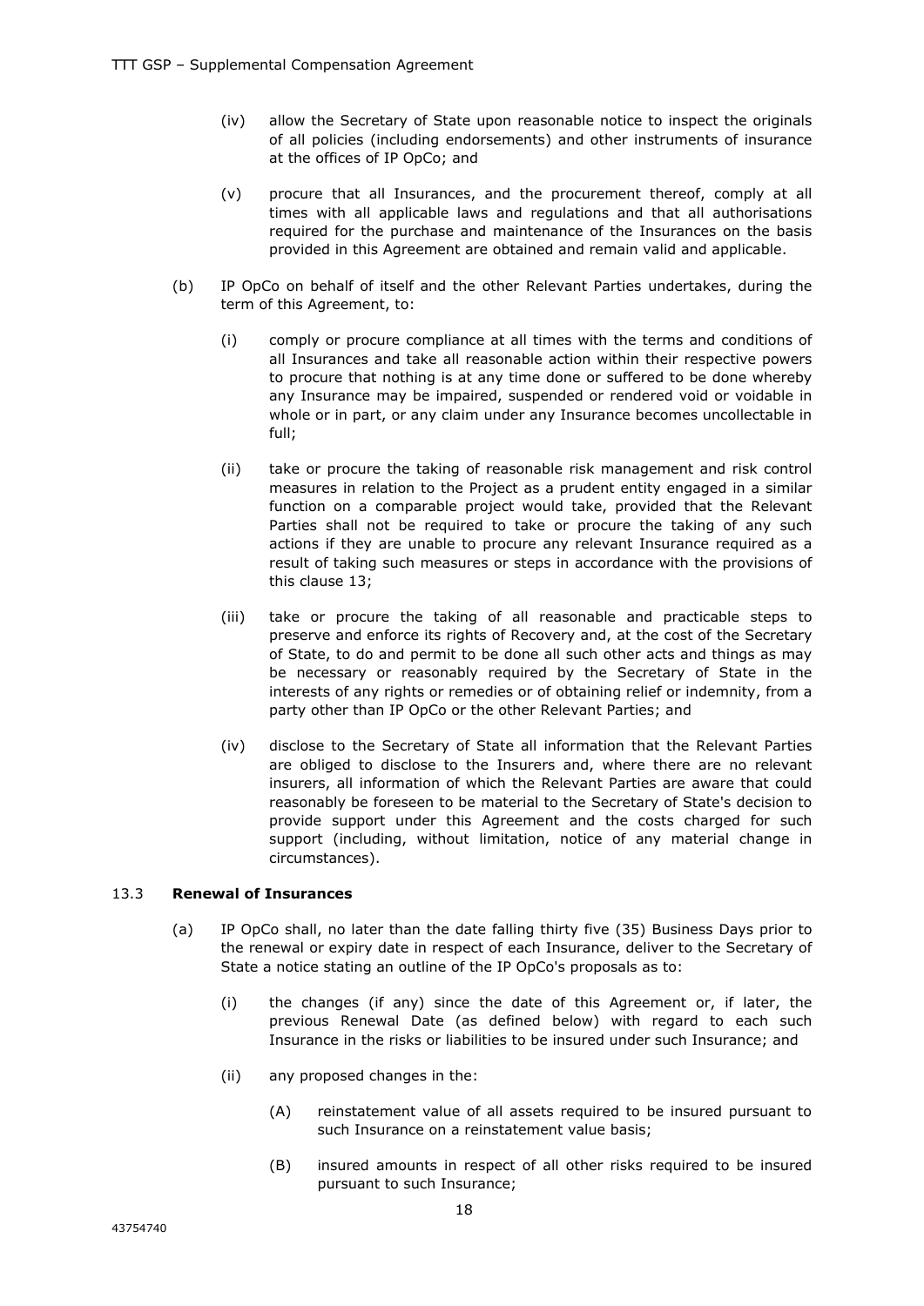(iv) allow the Secretary of State upon reasonable notice to inspect the originals of all policies (including endorsements) and other instruments of insurance at the offices of IP OpCo; and

(v) procure that all Insurances, and the procurement thereof, comply at all times with all applicable laws and regulations and that all authorisations required for the purchase and maintenance of the Insurances on the basis provided in this Agreement are obtained and remain valid and applicable.

(b) IP OpCo on behalf of itself and the other Relevant Parties undertakes, during the term of this Agreement, to:

(i) comply or procure compliance at all times with the terms and conditions of all Insurances and take all reasonable action within their respective powers to procure that nothing is at any time done or suffered to be done whereby any Insurance may be impaired, suspended or rendered void or voidable in whole or in part, or any claim under any Insurance becomes uncollectable in full;

(ii) take or procure the taking of reasonable risk management and risk control measures in relation to the Project as a prudent entity engaged in a similar function on a comparable project would take, provided that the Relevant Parties shall not be required to take or procure the taking of any such actions if they are unable to procure any relevant Insurance required as a result of taking such measures or steps in accordance with the provisions of this clause 13;

(iii) take or procure the taking of all reasonable and practicable steps to preserve and enforce its rights of Recovery and, at the cost of the Secretary of State, to do and permit to be done all such other acts and things as may be necessary or reasonably required by the Secretary of State in the interests of any rights or remedies or of obtaining relief or indemnity, from a party other than IP OpCo or the other Relevant Parties; and

(iv) disclose to the Secretary of State all information that the Relevant Parties are obliged to disclose to the Insurers and, where there are no relevant insurers, all information of which the Relevant Parties are aware that could reasonably be foreseen to be material to the Secretary of State's decision to provide support under this Agreement and the costs charged for such support (including, without limitation, notice of any material change in circumstances).

### 13.3 Renewal of Insurances

(a) IP OpCo shall, no later than the date falling thirty five (35) Business Days prior to the renewal or expiry date in respect of each Insurance, deliver to the Secretary of State a notice stating an outline of the IP OpCo's proposals as to:

(i) the changes (if any) since the date of this Agreement or, if later, the previous Renewal Date (as defined below) with regard to each such Insurance in the risks or liabilities to be insured under such Insurance; and

(ii) any proposed changes in the:

(A) reinstatement value of all assets required to be insured pursuant to such Insurance on a reinstatement value basis;

(B) insured amounts in respect of all other risks required to be insured pursuant to such Insurance;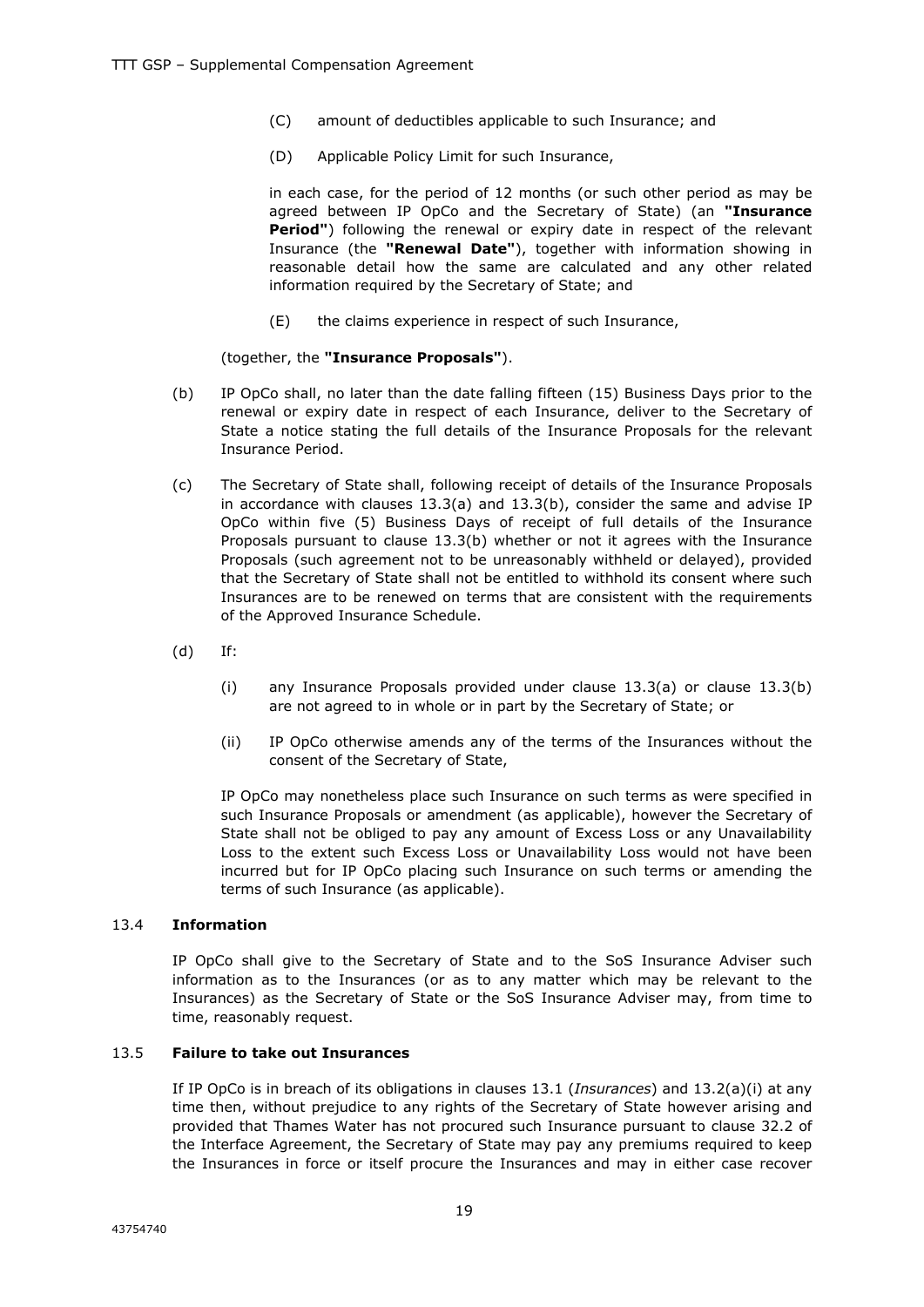(C) amount of deductibles applicable to such Insurance; and

(D) Applicable Policy Limit for such Insurance,

in each case, for the period of 12 months (or such other period as may be agreed between IP OpCo and the Secretary of State) (an **"Insurance Period"**) following the renewal or expiry date in respect of the relevant Insurance (the **"Renewal Date"**), together with information showing in reasonable detail how the same are calculated and any other related information required by the Secretary of State; and

(E) the claims experience in respect of such Insurance,

(together, the **"Insurance Proposals"**).

(b) IP OpCo shall, no later than the date falling fifteen (15) Business Days prior to the renewal or expiry date in respect of each Insurance, deliver to the Secretary of State a notice stating the full details of the Insurance Proposals for the relevant Insurance Period.

(c) The Secretary of State shall, following receipt of details of the Insurance Proposals in accordance with clauses 13.3(a) and 13.3(b), consider the same and advise IP OpCo within five (5) Business Days of receipt of full details of the Insurance Proposals pursuant to clause 13.3(b) whether or not it agrees with the Insurance Proposals (such agreement not to be unreasonably withheld or delayed), provided that the Secretary of State shall not be entitled to withhold its consent where such Insurances are to be renewed on terms that are consistent with the requirements of the Approved Insurance Schedule.

(d) If:

(i) any Insurance Proposals provided under clause 13.3(a) or clause 13.3(b) are not agreed to in whole or in part by the Secretary of State; or

(ii) IP OpCo otherwise amends any of the terms of the Insurances without the consent of the Secretary of State,

IP OpCo may nonetheless place such Insurance on such terms as were specified in such Insurance Proposals or amendment (as applicable), however the Secretary of State shall not be obliged to pay any amount of Excess Loss or any Unavailability Loss to the extent such Excess Loss or Unavailability Loss would not have been incurred but for IP OpCo placing such Insurance on such terms or amending the terms of such Insurance (as applicable).

### 13.4 Information

IP OpCo shall give to the Secretary of State and to the SoS Insurance Adviser such information as to the Insurances (or as to any matter which may be relevant to the Insurances) as the Secretary of State or the SoS Insurance Adviser may, from time to time, reasonably request.

### 13.5 Failure to take out Insurances

If IP OpCo is in breach of its obligations in clauses 13.1 (*Insurances*) and 13.2(a)(i) at any time then, without prejudice to any rights of the Secretary of State however arising and provided that Thames Water has not procured such Insurance pursuant to clause 32.2 of the Interface Agreement, the Secretary of State may pay any premiums required to keep the Insurances in force or itself procure the Insurances and may in either case recover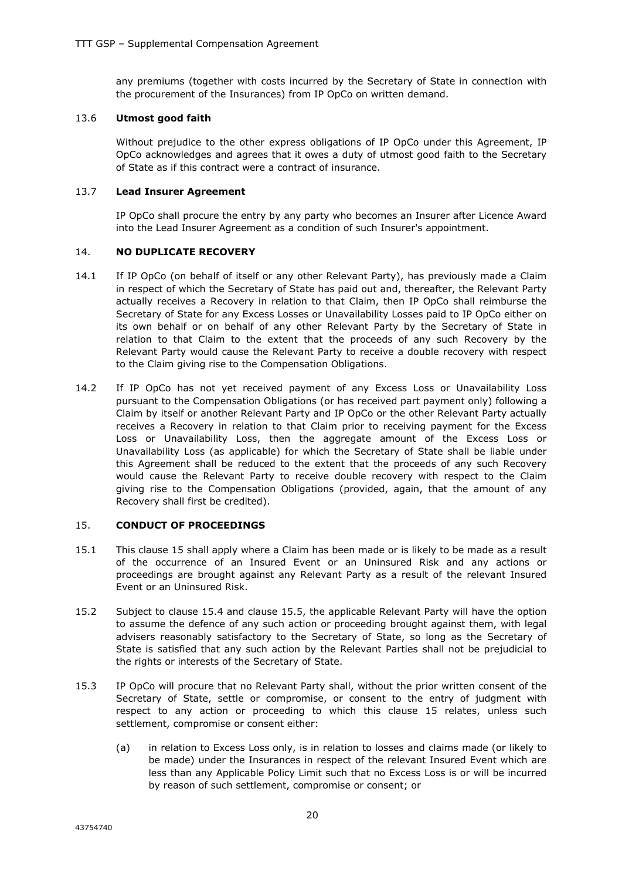any premiums (together with costs incurred by the Secretary of State in connection with the procurement of the Insurances) from IP OpCo on written demand.

### 13.6 **Utmost good faith**

Without prejudice to the other express obligations of IP OpCo under this Agreement, IP OpCo acknowledges and agrees that it owes a duty of utmost good faith to the Secretary of State as if this contract were a contract of insurance.

### 13.7 **Lead Insurer Agreement**

IP OpCo shall procure the entry by any party who becomes an Insurer after Licence Award into the Lead Insurer Agreement as a condition of such Insurer's appointment.

## 14. **NO DUPLICATE RECOVERY**

14.1 If IP OpCo (on behalf of itself or any other Relevant Party), has previously made a Claim in respect of which the Secretary of State has paid out and, thereafter, the Relevant Party actually receives a Recovery in relation to that Claim, then IP OpCo shall reimburse the Secretary of State for any Excess Losses or Unavailability Losses paid to IP OpCo either on its own behalf or on behalf of any other Relevant Party by the Secretary of State in relation to that Claim to the extent that the proceeds of any such Recovery by the Relevant Party would cause the Relevant Party to receive a double recovery with respect to the Claim giving rise to the Compensation Obligations.

14.2 If IP OpCo has not yet received payment of any Excess Loss or Unavailability Loss pursuant to the Compensation Obligations (or has received part payment only) following a Claim by itself or another Relevant Party and IP OpCo or the other Relevant Party actually receives a Recovery in relation to that Claim prior to receiving payment for the Excess Loss or Unavailability Loss, then the aggregate amount of the Excess Loss or Unavailability Loss (as applicable) for which the Secretary of State shall be liable under this Agreement shall be reduced to the extent that the proceeds of any such Recovery would cause the Relevant Party to receive double recovery with respect to the Claim giving rise to the Compensation Obligations (provided, again, that the amount of any Recovery shall first be credited).

## 15. **CONDUCT OF PROCEEDINGS**

15.1 This clause 15 shall apply where a Claim has been made or is likely to be made as a result of the occurrence of an Insured Event or an Uninsured Risk and any actions or proceedings are brought against any Relevant Party as a result of the relevant Insured Event or an Uninsured Risk.

15.2 Subject to clause 15.4 and clause 15.5, the applicable Relevant Party will have the option to assume the defence of any such action or proceeding brought against them, with legal advisers reasonably satisfactory to the Secretary of State, so long as the Secretary of State is satisfied that any such action by the Relevant Parties shall not be prejudicial to the rights or interests of the Secretary of State.

15.3 IP OpCo will procure that no Relevant Party shall, without the prior written consent of the Secretary of State, settle or compromise, or consent to the entry of judgment with respect to any action or proceeding to which this clause 15 relates, unless such settlement, compromise or consent either:

(a) in relation to Excess Loss only, is in relation to losses and claims made (or likely to be made) under the Insurances in respect of the relevant Insured Event which are less than any Applicable Policy Limit such that no Excess Loss is or will be incurred by reason of such settlement, compromise or consent; or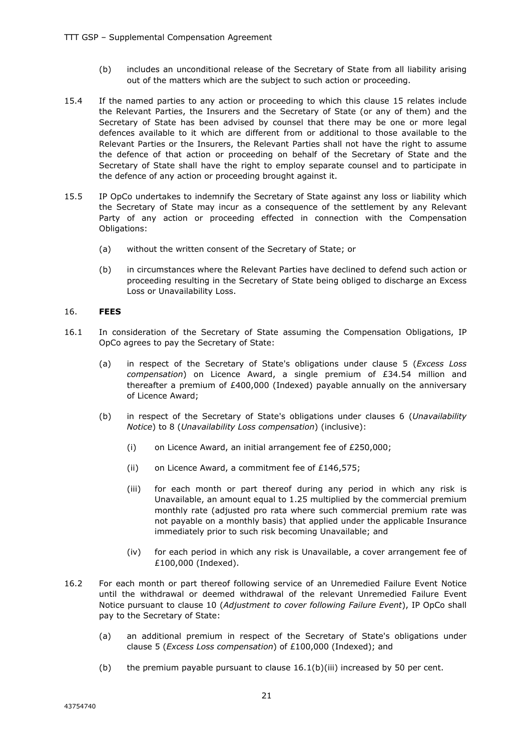(b) includes an unconditional release of the Secretary of State from all liability arising out of the matters which are the subject to such action or proceeding.

15.4 If the named parties to any action or proceeding to which this clause 15 relates include the Relevant Parties, the Insurers and the Secretary of State (or any of them) and the Secretary of State has been advised by counsel that there may be one or more legal defences available to it which are different from or additional to those available to the Relevant Parties or the Insurers, the Relevant Parties shall not have the right to assume the defence of that action or proceeding on behalf of the Secretary of State and the Secretary of State shall have the right to employ separate counsel and to participate in the defence of any action or proceeding brought against it.

15.5 IP OpCo undertakes to indemnify the Secretary of State against any loss or liability which the Secretary of State may incur as a consequence of the settlement by any Relevant Party of any action or proceeding effected in connection with the Compensation Obligations:

(a) without the written consent of the Secretary of State; or

(b) in circumstances where the Relevant Parties have declined to defend such action or proceeding resulting in the Secretary of State being obliged to discharge an Excess Loss or Unavailability Loss.

## 16. **FEES**

16.1 In consideration of the Secretary of State assuming the Compensation Obligations, IP OpCo agrees to pay the Secretary of State:

(a) in respect of the Secretary of State's obligations under clause 5 (*Excess Loss compensation*) on Licence Award, a single premium of £34.54 million and thereafter a premium of £400,000 (Indexed) payable annually on the anniversary of Licence Award;

(b) in respect of the Secretary of State's obligations under clauses 6 (*Unavailability Notice*) to 8 (*Unavailability Loss compensation*) (inclusive):

(i) on Licence Award, an initial arrangement fee of £250,000;

(ii) on Licence Award, a commitment fee of £146,575;

(iii) for each month or part thereof during any period in which any risk is Unavailable, an amount equal to 1.25 multiplied by the commercial premium monthly rate (adjusted pro rata where such commercial premium rate was not payable on a monthly basis) that applied under the applicable Insurance immediately prior to such risk becoming Unavailable; and

(iv) for each period in which any risk is Unavailable, a cover arrangement fee of £100,000 (Indexed).

16.2 For each month or part thereof following service of an Unremedied Failure Event Notice until the withdrawal or deemed withdrawal of the relevant Unremedied Failure Event Notice pursuant to clause 10 (*Adjustment to cover following Failure Event*), IP OpCo shall pay to the Secretary of State:

(a) an additional premium in respect of the Secretary of State's obligations under clause 5 (*Excess Loss compensation*) of £100,000 (Indexed); and

(b) the premium payable pursuant to clause 16.1(b)(iii) increased by 50 per cent.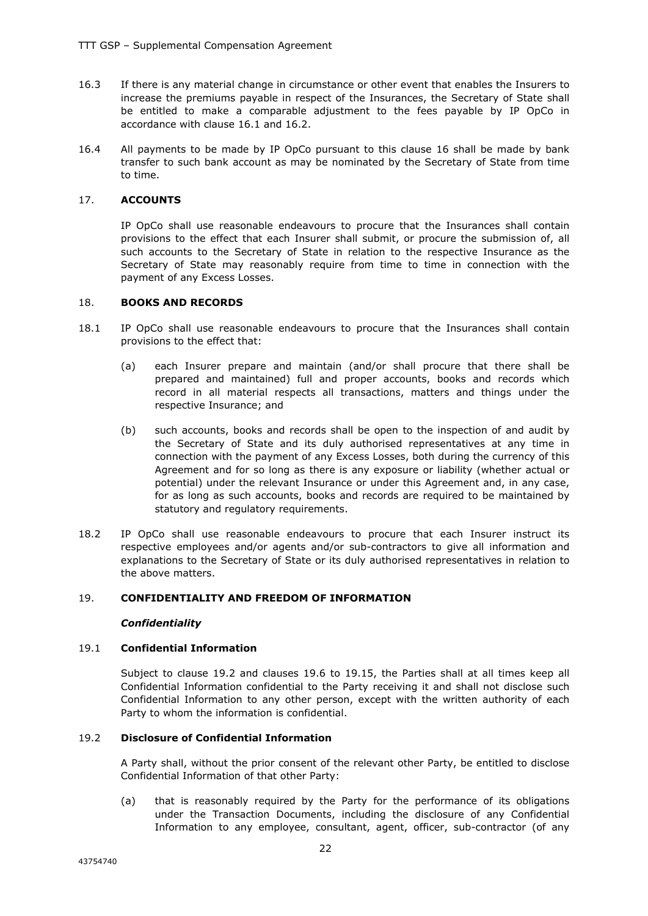16.3 If there is any material change in circumstance or other event that enables the Insurers to increase the premiums payable in respect of the Insurances, the Secretary of State shall be entitled to make a comparable adjustment to the fees payable by IP OpCo in accordance with clause 16.1 and 16.2.

16.4 All payments to be made by IP OpCo pursuant to this clause 16 shall be made by bank transfer to such bank account as may be nominated by the Secretary of State from time to time.

## 17. ACCOUNTS

IP OpCo shall use reasonable endeavours to procure that the Insurances shall contain provisions to the effect that each Insurer shall submit, or procure the submission of, all such accounts to the Secretary of State in relation to the respective Insurance as the Secretary of State may reasonably require from time to time in connection with the payment of any Excess Losses.

## 18. BOOKS AND RECORDS

18.1 IP OpCo shall use reasonable endeavours to procure that the Insurances shall contain provisions to the effect that:

(a) each Insurer prepare and maintain (and/or shall procure that there shall be prepared and maintained) full and proper accounts, books and records which record in all material respects all transactions, matters and things under the respective Insurance; and

(b) such accounts, books and records shall be open to the inspection of and audit by the Secretary of State and its duly authorised representatives at any time in connection with the payment of any Excess Losses, both during the currency of this Agreement and for so long as there is any exposure or liability (whether actual or potential) under the relevant Insurance or under this Agreement and, in any case, for as long as such accounts, books and records are required to be maintained by statutory and regulatory requirements.

18.2 IP OpCo shall use reasonable endeavours to procure that each Insurer instruct its respective employees and/or agents and/or sub-contractors to give all information and explanations to the Secretary of State or its duly authorised representatives in relation to the above matters.

## 19. CONFIDENTIALITY AND FREEDOM OF INFORMATION

***Confidentiality***

### 19.1 Confidential Information

Subject to clause 19.2 and clauses 19.6 to 19.15, the Parties shall at all times keep all Confidential Information confidential to the Party receiving it and shall not disclose such Confidential Information to any other person, except with the written authority of each Party to whom the information is confidential.

### 19.2 Disclosure of Confidential Information

A Party shall, without the prior consent of the relevant other Party, be entitled to disclose Confidential Information of that other Party:

(a) that is reasonably required by the Party for the performance of its obligations under the Transaction Documents, including the disclosure of any Confidential Information to any employee, consultant, agent, officer, sub-contractor (of any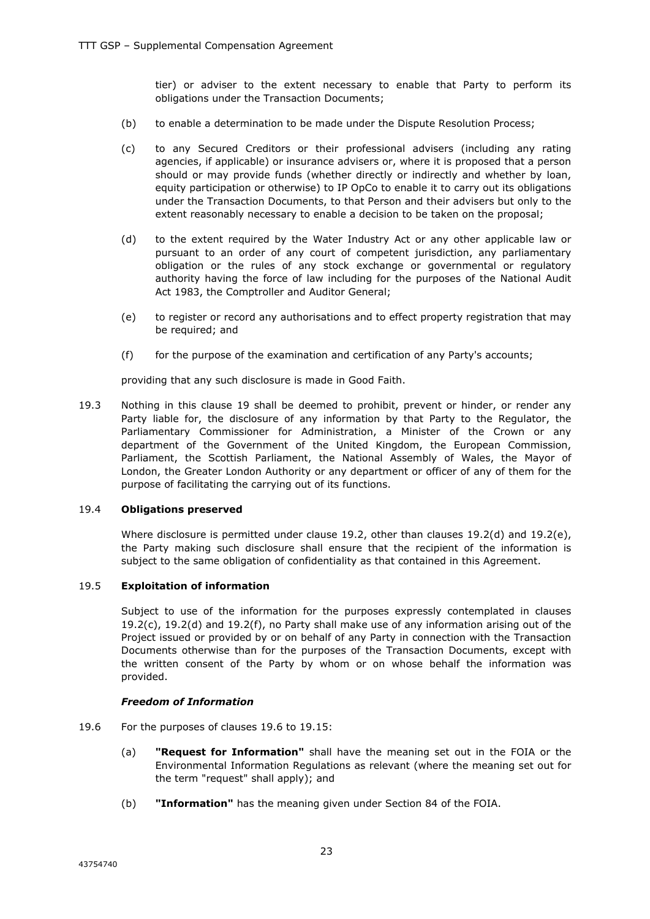tier) or adviser to the extent necessary to enable that Party to perform its obligations under the Transaction Documents;

(b) to enable a determination to be made under the Dispute Resolution Process;

(c) to any Secured Creditors or their professional advisers (including any rating agencies, if applicable) or insurance advisers or, where it is proposed that a person should or may provide funds (whether directly or indirectly and whether by loan, equity participation or otherwise) to IP OpCo to enable it to carry out its obligations under the Transaction Documents, to that Person and their advisers but only to the extent reasonably necessary to enable a decision to be taken on the proposal;

(d) to the extent required by the Water Industry Act or any other applicable law or pursuant to an order of any court of competent jurisdiction, any parliamentary obligation or the rules of any stock exchange or governmental or regulatory authority having the force of law including for the purposes of the National Audit Act 1983, the Comptroller and Auditor General;

(e) to register or record any authorisations and to effect property registration that may be required; and

(f) for the purpose of the examination and certification of any Party's accounts;

providing that any such disclosure is made in Good Faith.

19.3 Nothing in this clause 19 shall be deemed to prohibit, prevent or hinder, or render any Party liable for, the disclosure of any information by that Party to the Regulator, the Parliamentary Commissioner for Administration, a Minister of the Crown or any department of the Government of the United Kingdom, the European Commission, Parliament, the Scottish Parliament, the National Assembly of Wales, the Mayor of London, the Greater London Authority or any department or officer of any of them for the purpose of facilitating the carrying out of its functions.

19.4 **Obligations preserved**

Where disclosure is permitted under clause 19.2, other than clauses 19.2(d) and 19.2(e), the Party making such disclosure shall ensure that the recipient of the information is subject to the same obligation of confidentiality as that contained in this Agreement.

19.5 **Exploitation of information**

Subject to use of the information for the purposes expressly contemplated in clauses 19.2(c), 19.2(d) and 19.2(f), no Party shall make use of any information arising out of the Project issued or provided by or on behalf of any Party in connection with the Transaction Documents otherwise than for the purposes of the Transaction Documents, except with the written consent of the Party by whom or on whose behalf the information was provided.

***Freedom of Information***

19.6 For the purposes of clauses 19.6 to 19.15:

(a) **"Request for Information"** shall have the meaning set out in the FOIA or the Environmental Information Regulations as relevant (where the meaning set out for the term "request" shall apply); and

(b) **"Information"** has the meaning given under Section 84 of the FOIA.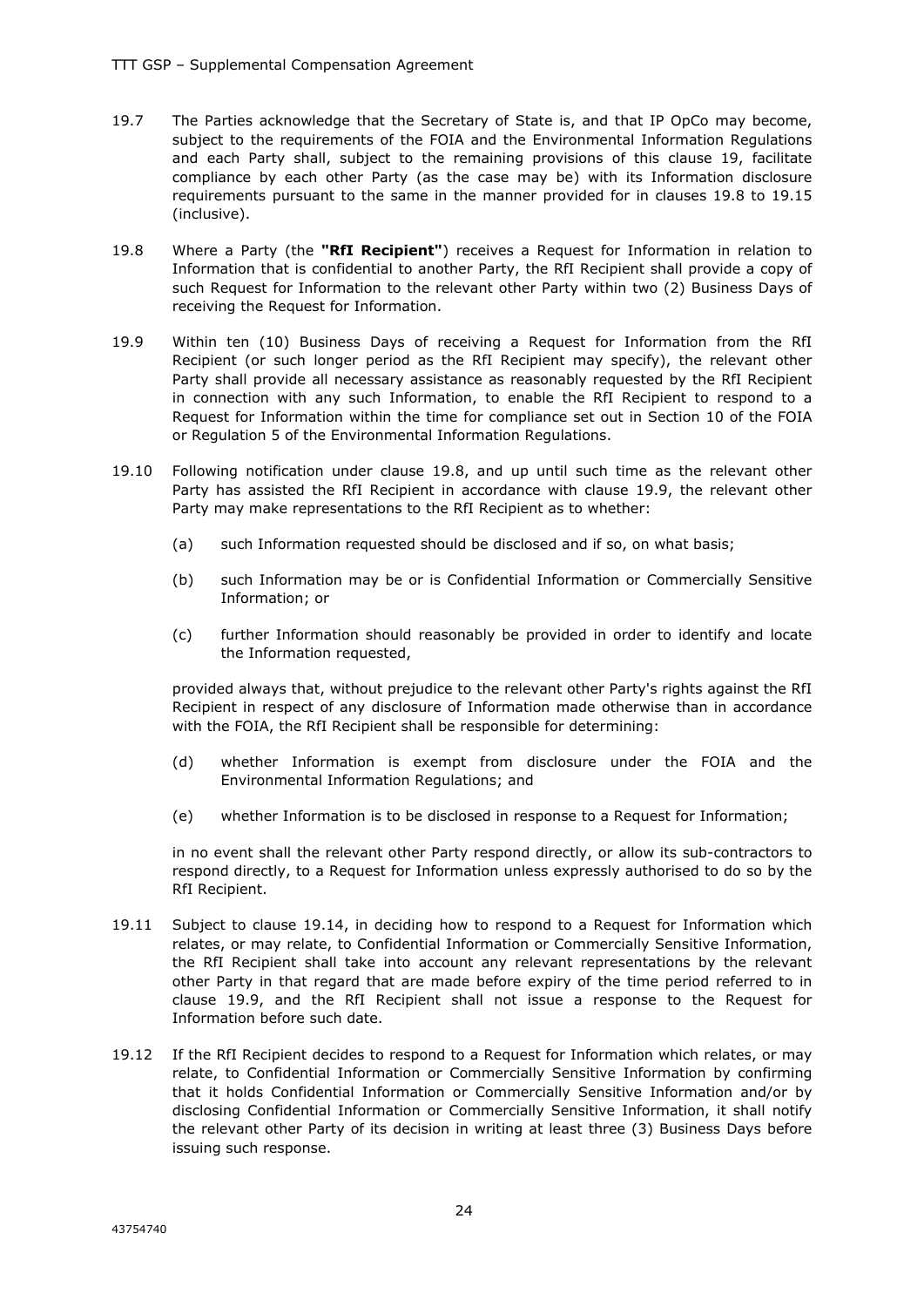19.7 The Parties acknowledge that the Secretary of State is, and that IP OpCo may become, subject to the requirements of the FOIA and the Environmental Information Regulations and each Party shall, subject to the remaining provisions of this clause 19, facilitate compliance by each other Party (as the case may be) with its Information disclosure requirements pursuant to the same in the manner provided for in clauses 19.8 to 19.15 (inclusive).

19.8 Where a Party (the **"RfI Recipient"**) receives a Request for Information in relation to Information that is confidential to another Party, the RfI Recipient shall provide a copy of such Request for Information to the relevant other Party within two (2) Business Days of receiving the Request for Information.

19.9 Within ten (10) Business Days of receiving a Request for Information from the RfI Recipient (or such longer period as the RfI Recipient may specify), the relevant other Party shall provide all necessary assistance as reasonably requested by the RfI Recipient in connection with any such Information, to enable the RfI Recipient to respond to a Request for Information within the time for compliance set out in Section 10 of the FOIA or Regulation 5 of the Environmental Information Regulations.

19.10 Following notification under clause 19.8, and up until such time as the relevant other Party has assisted the RfI Recipient in accordance with clause 19.9, the relevant other Party may make representations to the RfI Recipient as to whether:

(a) such Information requested should be disclosed and if so, on what basis;

(b) such Information may be or is Confidential Information or Commercially Sensitive Information; or

(c) further Information should reasonably be provided in order to identify and locate the Information requested,

provided always that, without prejudice to the relevant other Party's rights against the RfI Recipient in respect of any disclosure of Information made otherwise than in accordance with the FOIA, the RfI Recipient shall be responsible for determining:

(d) whether Information is exempt from disclosure under the FOIA and the Environmental Information Regulations; and

(e) whether Information is to be disclosed in response to a Request for Information;

in no event shall the relevant other Party respond directly, or allow its sub-contractors to respond directly, to a Request for Information unless expressly authorised to do so by the RfI Recipient.

19.11 Subject to clause 19.14, in deciding how to respond to a Request for Information which relates, or may relate, to Confidential Information or Commercially Sensitive Information, the RfI Recipient shall take into account any relevant representations by the relevant other Party in that regard that are made before expiry of the time period referred to in clause 19.9, and the RfI Recipient shall not issue a response to the Request for Information before such date.

19.12 If the RfI Recipient decides to respond to a Request for Information which relates, or may relate, to Confidential Information or Commercially Sensitive Information by confirming that it holds Confidential Information or Commercially Sensitive Information and/or by disclosing Confidential Information or Commercially Sensitive Information, it shall notify the relevant other Party of its decision in writing at least three (3) Business Days before issuing such response.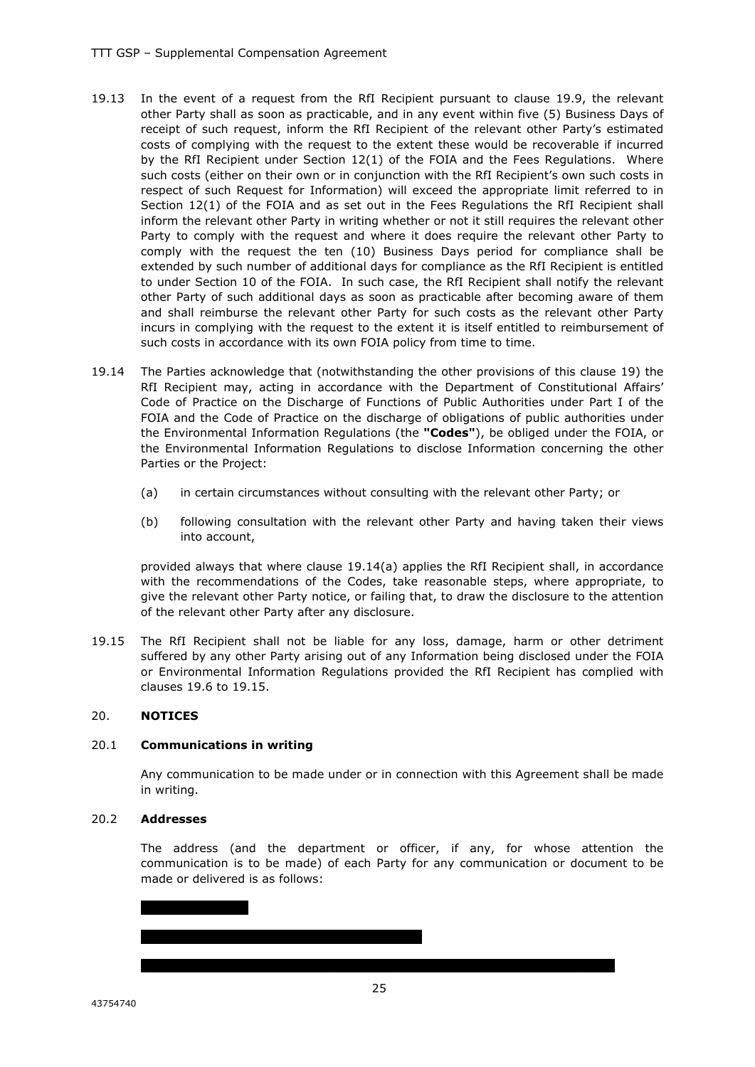19.13 In the event of a request from the RfI Recipient pursuant to clause 19.9, the relevant other Party shall as soon as practicable, and in any event within five (5) Business Days of receipt of such request, inform the RfI Recipient of the relevant other Party's estimated costs of complying with the request to the extent these would be recoverable if incurred by the RfI Recipient under Section 12(1) of the FOIA and the Fees Regulations. Where such costs (either on their own or in conjunction with the RfI Recipient's own such costs in respect of such Request for Information) will exceed the appropriate limit referred to in Section 12(1) of the FOIA and as set out in the Fees Regulations the RfI Recipient shall inform the relevant other Party in writing whether or not it still requires the relevant other Party to comply with the request and where it does require the relevant other Party to comply with the request the ten (10) Business Days period for compliance shall be extended by such number of additional days for compliance as the RfI Recipient is entitled to under Section 10 of the FOIA. In such case, the RfI Recipient shall notify the relevant other Party of such additional days as soon as practicable after becoming aware of them and shall reimburse the relevant other Party for such costs as the relevant other Party incurs in complying with the request to the extent it is itself entitled to reimbursement of such costs in accordance with its own FOIA policy from time to time.

19.14 The Parties acknowledge that (notwithstanding the other provisions of this clause 19) the RfI Recipient may, acting in accordance with the Department of Constitutional Affairs' Code of Practice on the Discharge of Functions of Public Authorities under Part I of the FOIA and the Code of Practice on the discharge of obligations of public authorities under the Environmental Information Regulations (the **"Codes"**), be obliged under the FOIA, or the Environmental Information Regulations to disclose Information concerning the other Parties or the Project:

(a) in certain circumstances without consulting with the relevant other Party; or

(b) following consultation with the relevant other Party and having taken their views into account,

provided always that where clause 19.14(a) applies the RfI Recipient shall, in accordance with the recommendations of the Codes, take reasonable steps, where appropriate, to give the relevant other Party notice, or failing that, to draw the disclosure to the attention of the relevant other Party after any disclosure.

19.15 The RfI Recipient shall not be liable for any loss, damage, harm or other detriment suffered by any other Party arising out of any Information being disclosed under the FOIA or Environmental Information Regulations provided the RfI Recipient has complied with clauses 19.6 to 19.15.

## 20. NOTICES

### 20.1 Communications in writing

Any communication to be made under or in connection with this Agreement shall be made in writing.

### 20.2 Addresses

The address (and the department or officer, if any, for whose attention the communication is to be made) of each Party for any communication or document to be made or delivered is as follows: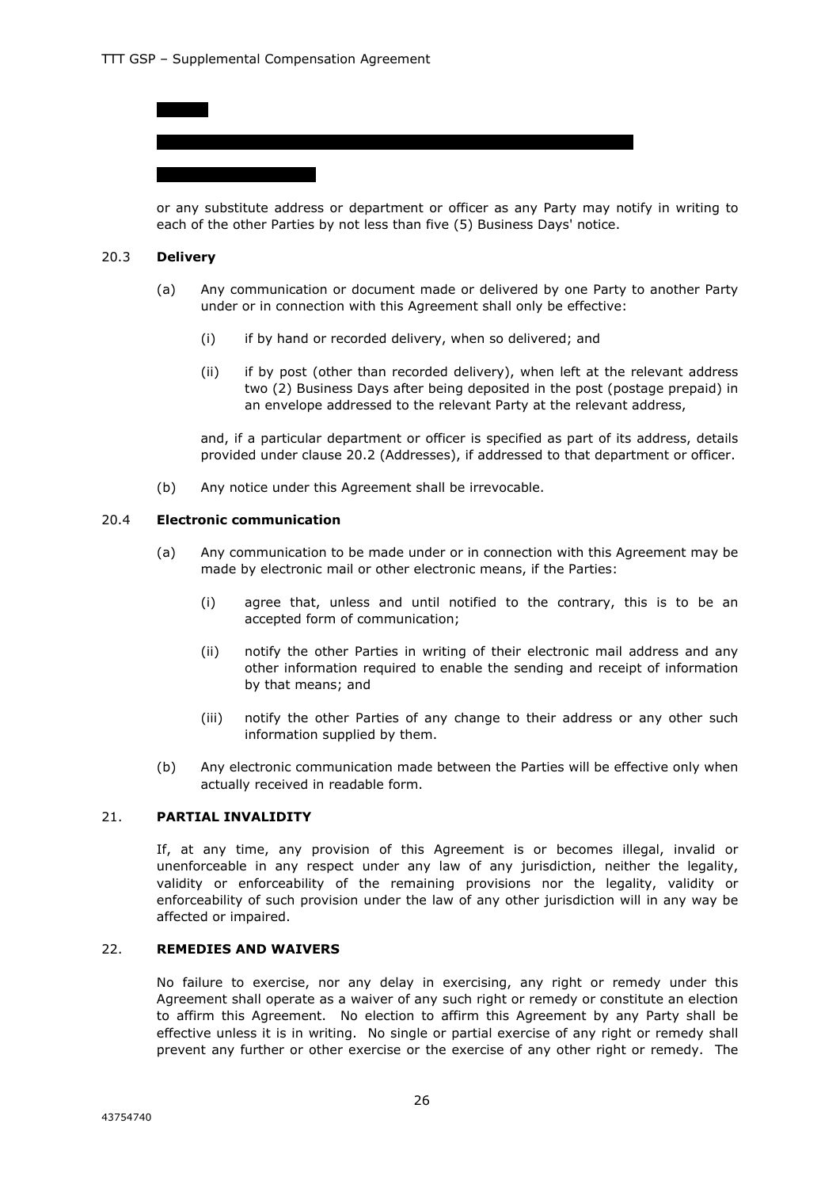or any substitute address or department or officer as any Party may notify in writing to each of the other Parties by not less than five (5) Business Days' notice.

### 20.3 **Delivery**

(a) Any communication or document made or delivered by one Party to another Party under or in connection with this Agreement shall only be effective:

(i) if by hand or recorded delivery, when so delivered; and

(ii) if by post (other than recorded delivery), when left at the relevant address two (2) Business Days after being deposited in the post (postage prepaid) in an envelope addressed to the relevant Party at the relevant address,

and, if a particular department or officer is specified as part of its address, details provided under clause 20.2 (Addresses), if addressed to that department or officer.

(b) Any notice under this Agreement shall be irrevocable.

### 20.4 **Electronic communication**

(a) Any communication to be made under or in connection with this Agreement may be made by electronic mail or other electronic means, if the Parties:

(i) agree that, unless and until notified to the contrary, this is to be an accepted form of communication;

(ii) notify the other Parties in writing of their electronic mail address and any other information required to enable the sending and receipt of information by that means; and

(iii) notify the other Parties of any change to their address or any other such information supplied by them.

(b) Any electronic communication made between the Parties will be effective only when actually received in readable form.

## 21. **PARTIAL INVALIDITY**

If, at any time, any provision of this Agreement is or becomes illegal, invalid or unenforceable in any respect under any law of any jurisdiction, neither the legality, validity or enforceability of the remaining provisions nor the legality, validity or enforceability of such provision under the law of any other jurisdiction will in any way be affected or impaired.

## 22. **REMEDIES AND WAIVERS**

No failure to exercise, nor any delay in exercising, any right or remedy under this Agreement shall operate as a waiver of any such right or remedy or constitute an election to affirm this Agreement. No election to affirm this Agreement by any Party shall be effective unless it is in writing. No single or partial exercise of any right or remedy shall prevent any further or other exercise or the exercise of any other right or remedy. The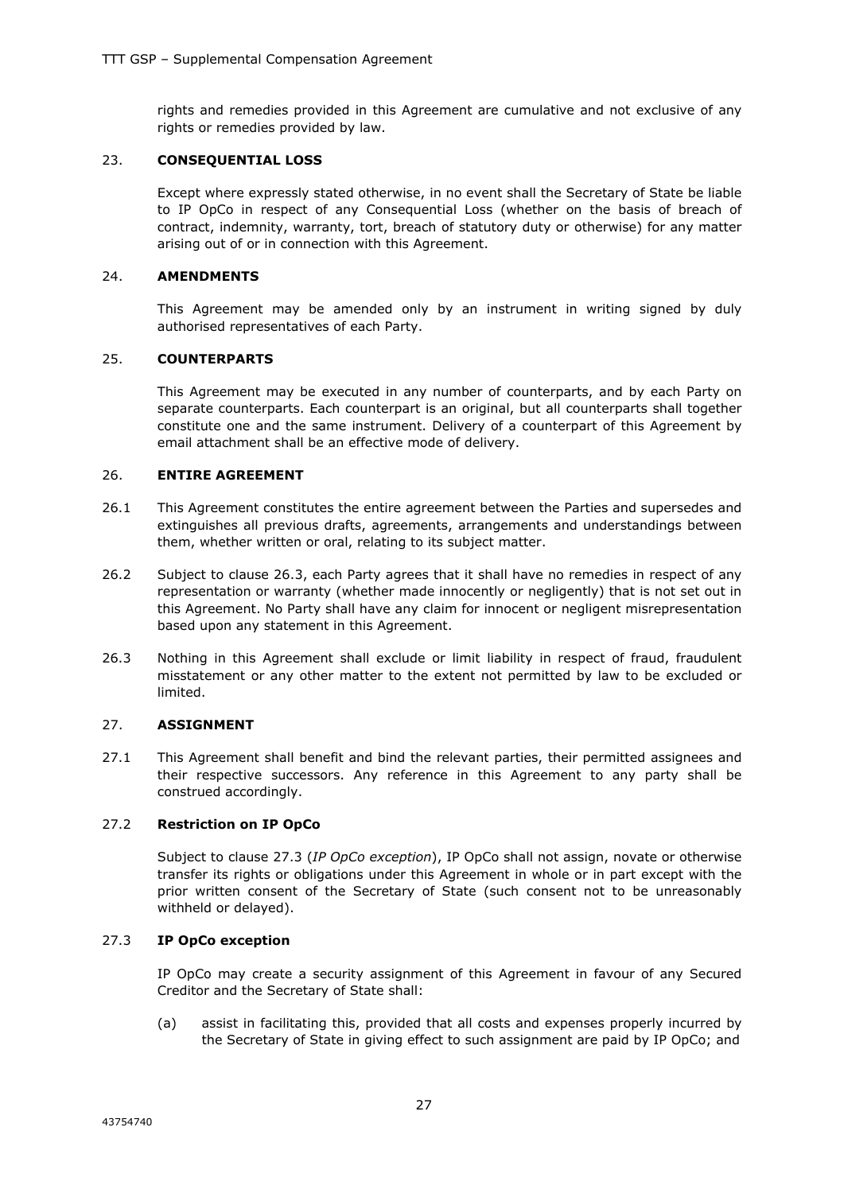rights and remedies provided in this Agreement are cumulative and not exclusive of any rights or remedies provided by law.

## 23. CONSEQUENTIAL LOSS

Except where expressly stated otherwise, in no event shall the Secretary of State be liable to IP OpCo in respect of any Consequential Loss (whether on the basis of breach of contract, indemnity, warranty, tort, breach of statutory duty or otherwise) for any matter arising out of or in connection with this Agreement.

## 24. AMENDMENTS

This Agreement may be amended only by an instrument in writing signed by duly authorised representatives of each Party.

## 25. COUNTERPARTS

This Agreement may be executed in any number of counterparts, and by each Party on separate counterparts. Each counterpart is an original, but all counterparts shall together constitute one and the same instrument. Delivery of a counterpart of this Agreement by email attachment shall be an effective mode of delivery.

## 26. ENTIRE AGREEMENT

26.1 This Agreement constitutes the entire agreement between the Parties and supersedes and extinguishes all previous drafts, agreements, arrangements and understandings between them, whether written or oral, relating to its subject matter.

26.2 Subject to clause 26.3, each Party agrees that it shall have no remedies in respect of any representation or warranty (whether made innocently or negligently) that is not set out in this Agreement. No Party shall have any claim for innocent or negligent misrepresentation based upon any statement in this Agreement.

26.3 Nothing in this Agreement shall exclude or limit liability in respect of fraud, fraudulent misstatement or any other matter to the extent not permitted by law to be excluded or limited.

## 27. ASSIGNMENT

27.1 This Agreement shall benefit and bind the relevant parties, their permitted assignees and their respective successors. Any reference in this Agreement to any party shall be construed accordingly.

### 27.2 Restriction on IP OpCo

Subject to clause 27.3 (*IP OpCo exception*), IP OpCo shall not assign, novate or otherwise transfer its rights or obligations under this Agreement in whole or in part except with the prior written consent of the Secretary of State (such consent not to be unreasonably withheld or delayed).

### 27.3 IP OpCo exception

IP OpCo may create a security assignment of this Agreement in favour of any Secured Creditor and the Secretary of State shall:

(a) assist in facilitating this, provided that all costs and expenses properly incurred by the Secretary of State in giving effect to such assignment are paid by IP OpCo; and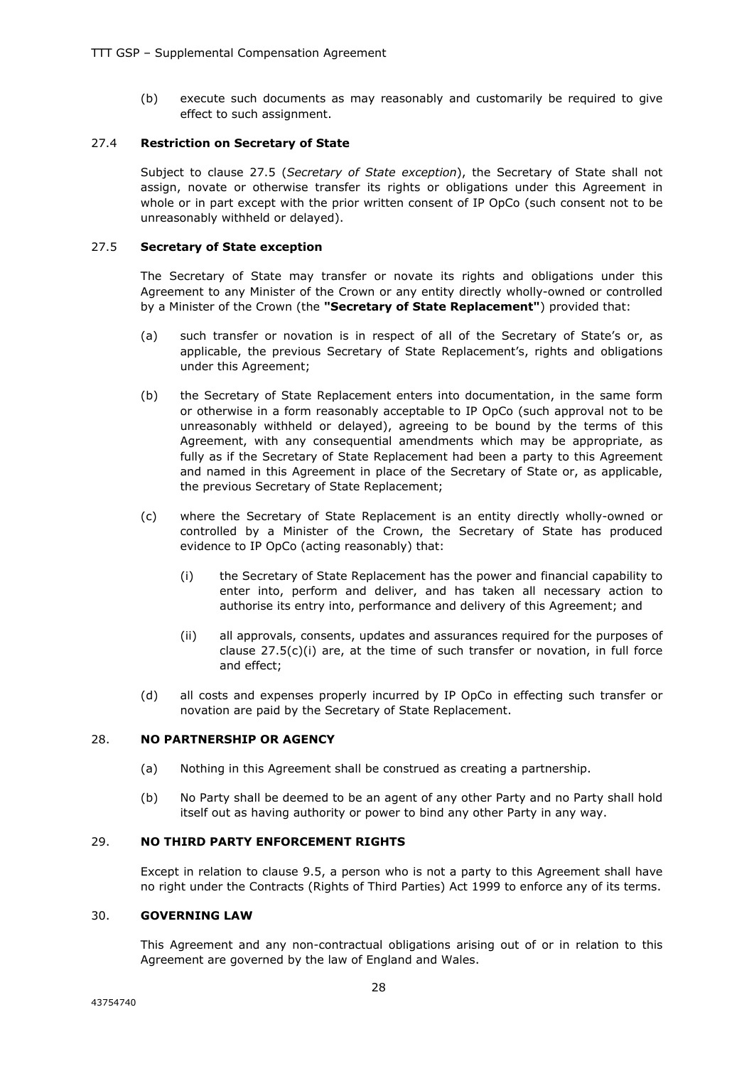(b) execute such documents as may reasonably and customarily be required to give effect to such assignment.

### 27.4 **Restriction on Secretary of State**

Subject to clause 27.5 (*Secretary of State exception*), the Secretary of State shall not assign, novate or otherwise transfer its rights or obligations under this Agreement in whole or in part except with the prior written consent of IP OpCo (such consent not to be unreasonably withheld or delayed).

### 27.5 **Secretary of State exception**

The Secretary of State may transfer or novate its rights and obligations under this Agreement to any Minister of the Crown or any entity directly wholly-owned or controlled by a Minister of the Crown (the **"Secretary of State Replacement"**) provided that:

(a) such transfer or novation is in respect of all of the Secretary of State's or, as applicable, the previous Secretary of State Replacement's, rights and obligations under this Agreement;

(b) the Secretary of State Replacement enters into documentation, in the same form or otherwise in a form reasonably acceptable to IP OpCo (such approval not to be unreasonably withheld or delayed), agreeing to be bound by the terms of this Agreement, with any consequential amendments which may be appropriate, as fully as if the Secretary of State Replacement had been a party to this Agreement and named in this Agreement in place of the Secretary of State or, as applicable, the previous Secretary of State Replacement;

(c) where the Secretary of State Replacement is an entity directly wholly-owned or controlled by a Minister of the Crown, the Secretary of State has produced evidence to IP OpCo (acting reasonably) that:

   (i) the Secretary of State Replacement has the power and financial capability to enter into, perform and deliver, and has taken all necessary action to authorise its entry into, performance and delivery of this Agreement; and

   (ii) all approvals, consents, updates and assurances required for the purposes of clause 27.5(c)(i) are, at the time of such transfer or novation, in full force and effect;

(d) all costs and expenses properly incurred by IP OpCo in effecting such transfer or novation are paid by the Secretary of State Replacement.

## 28. **NO PARTNERSHIP OR AGENCY**

(a) Nothing in this Agreement shall be construed as creating a partnership.

(b) No Party shall be deemed to be an agent of any other Party and no Party shall hold itself out as having authority or power to bind any other Party in any way.

## 29. **NO THIRD PARTY ENFORCEMENT RIGHTS**

Except in relation to clause 9.5, a person who is not a party to this Agreement shall have no right under the Contracts (Rights of Third Parties) Act 1999 to enforce any of its terms.

## 30. **GOVERNING LAW**

This Agreement and any non-contractual obligations arising out of or in relation to this Agreement are governed by the law of England and Wales.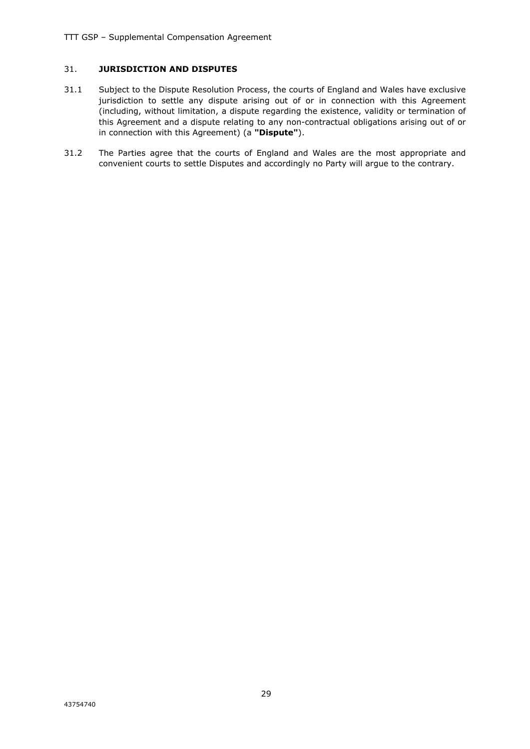## 31. JURISDICTION AND DISPUTES

31.1 Subject to the Dispute Resolution Process, the courts of England and Wales have exclusive jurisdiction to settle any dispute arising out of or in connection with this Agreement (including, without limitation, a dispute regarding the existence, validity or termination of this Agreement and a dispute relating to any non-contractual obligations arising out of or in connection with this Agreement) (a **"Dispute"**).

31.2 The Parties agree that the courts of England and Wales are the most appropriate and convenient courts to settle Disputes and accordingly no Party will argue to the contrary.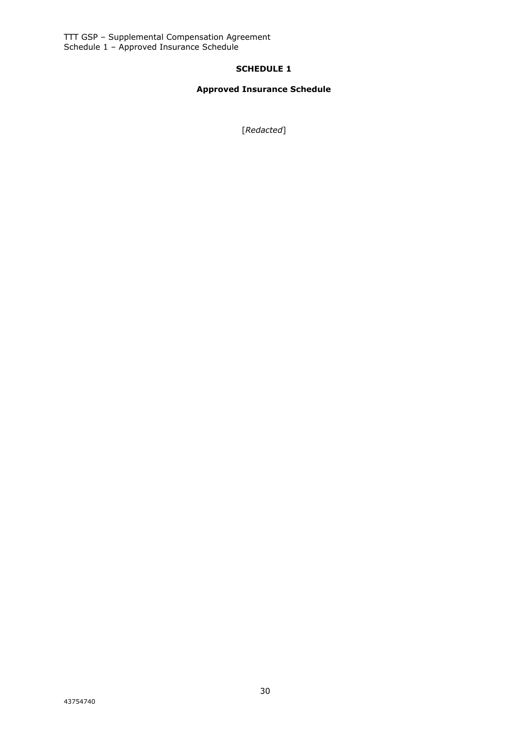**SCHEDULE 1**

**Approved Insurance Schedule**

[*Redacted*]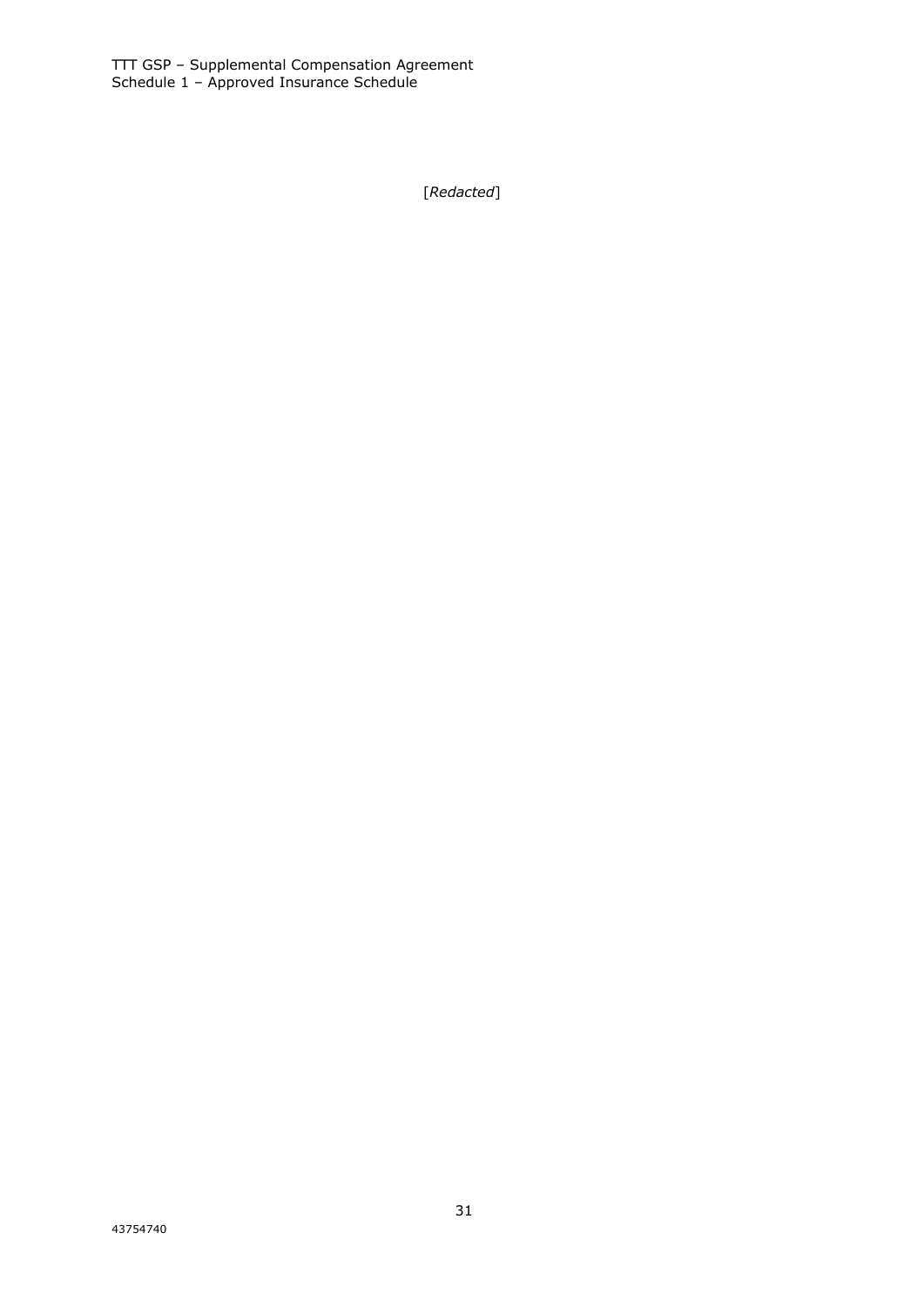# Schedule 1 – Approved Insurance Schedule

[*Redacted*]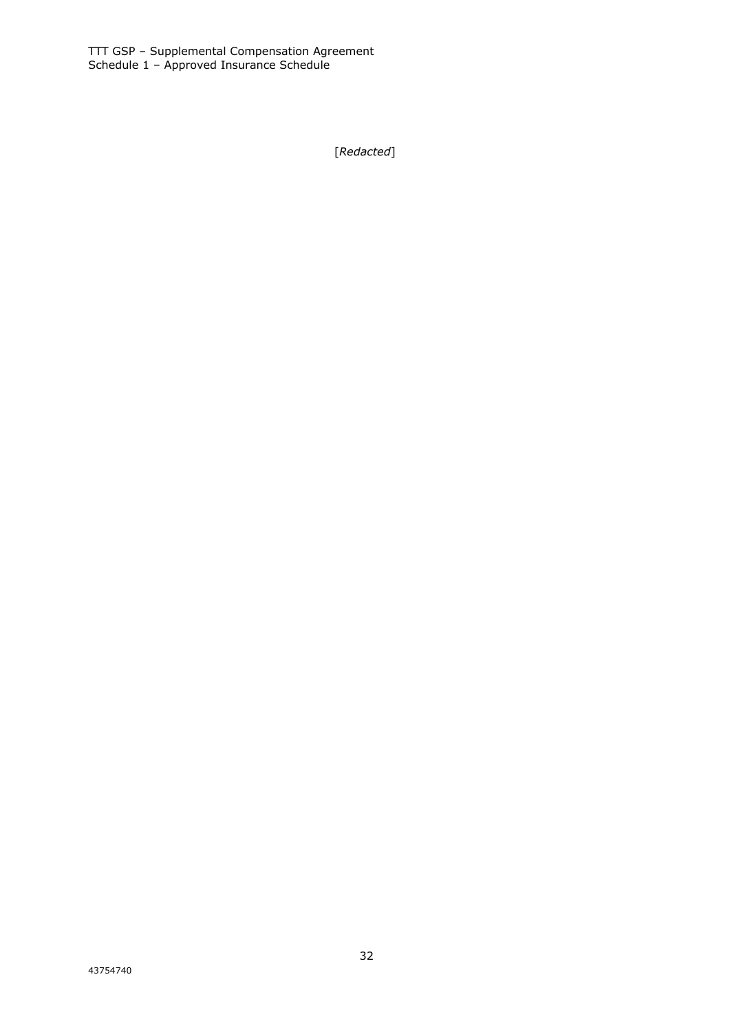[*Redacted*]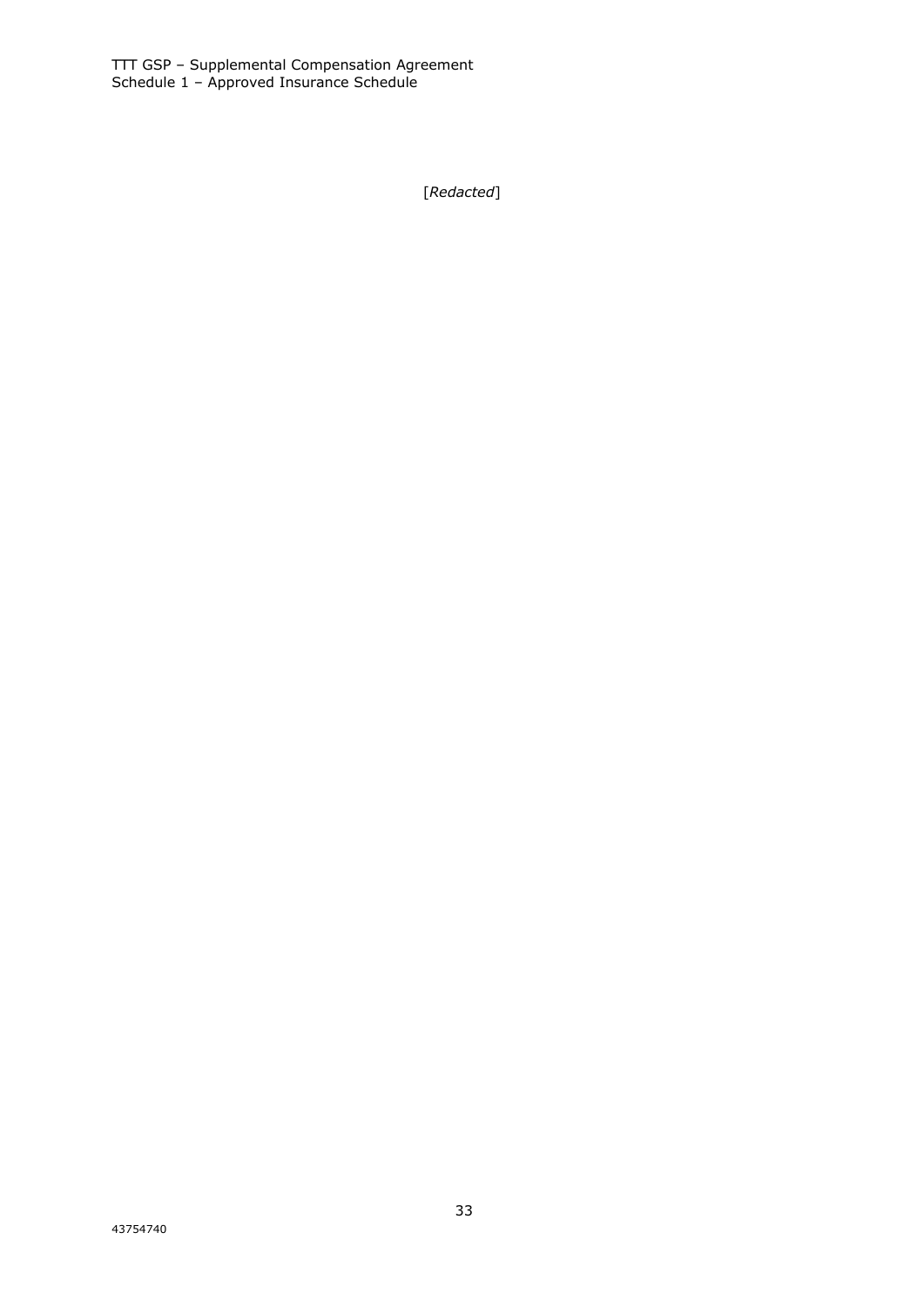[*Redacted*]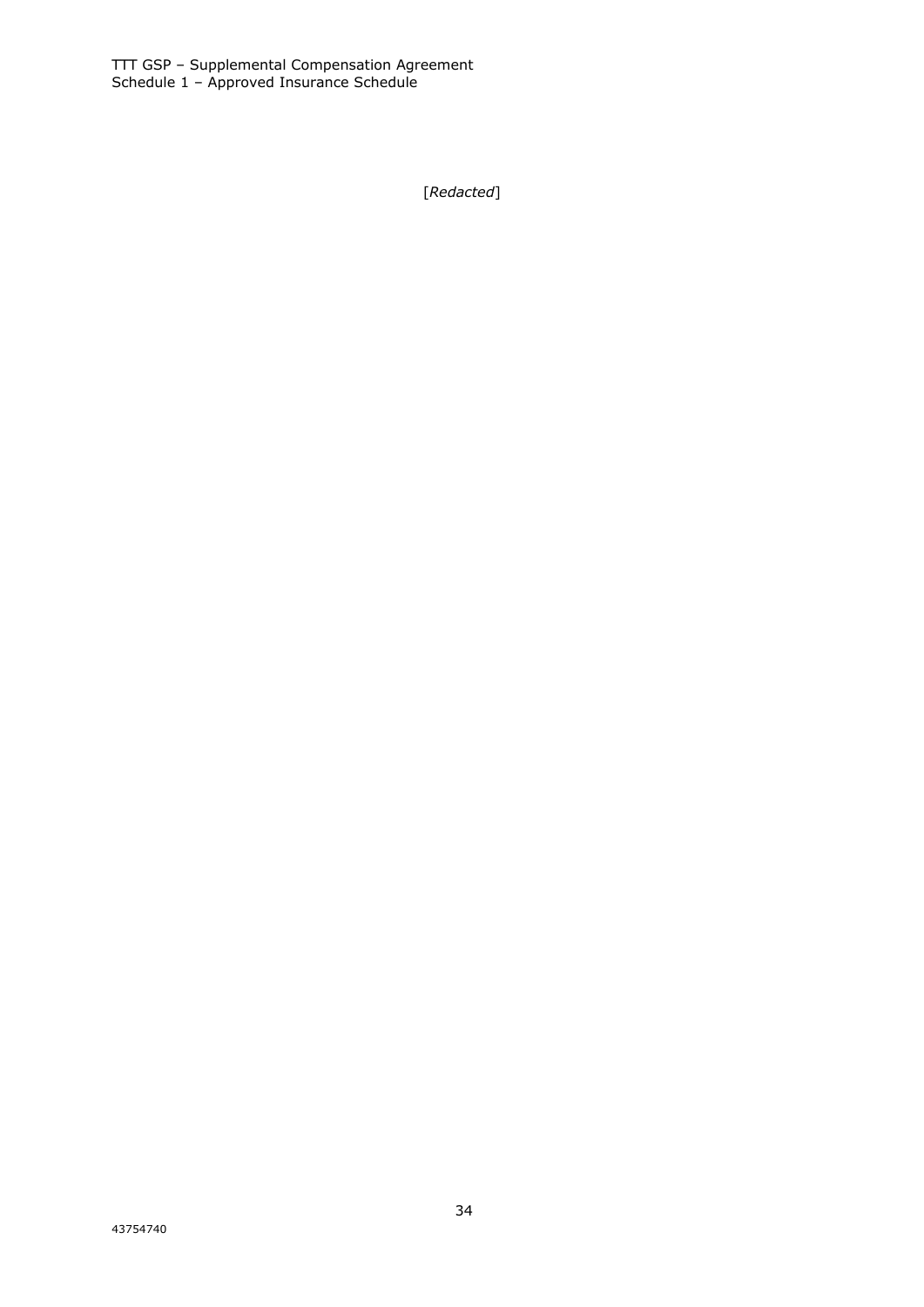# Schedule 1 – Approved Insurance Schedule

[*Redacted*]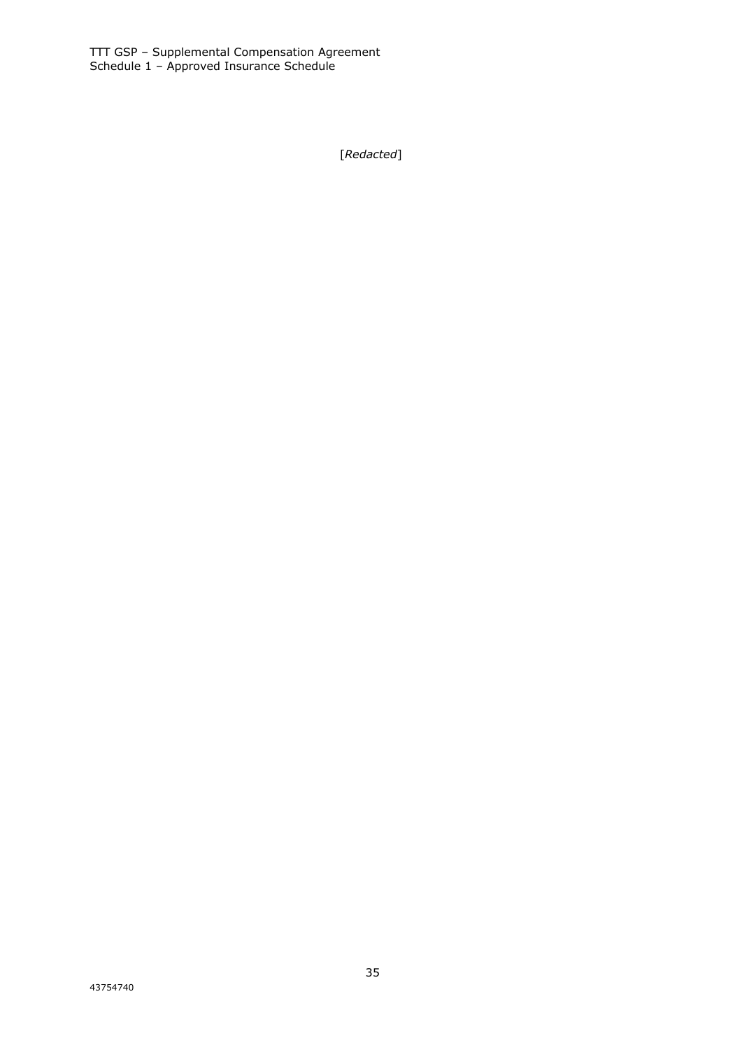[*Redacted*]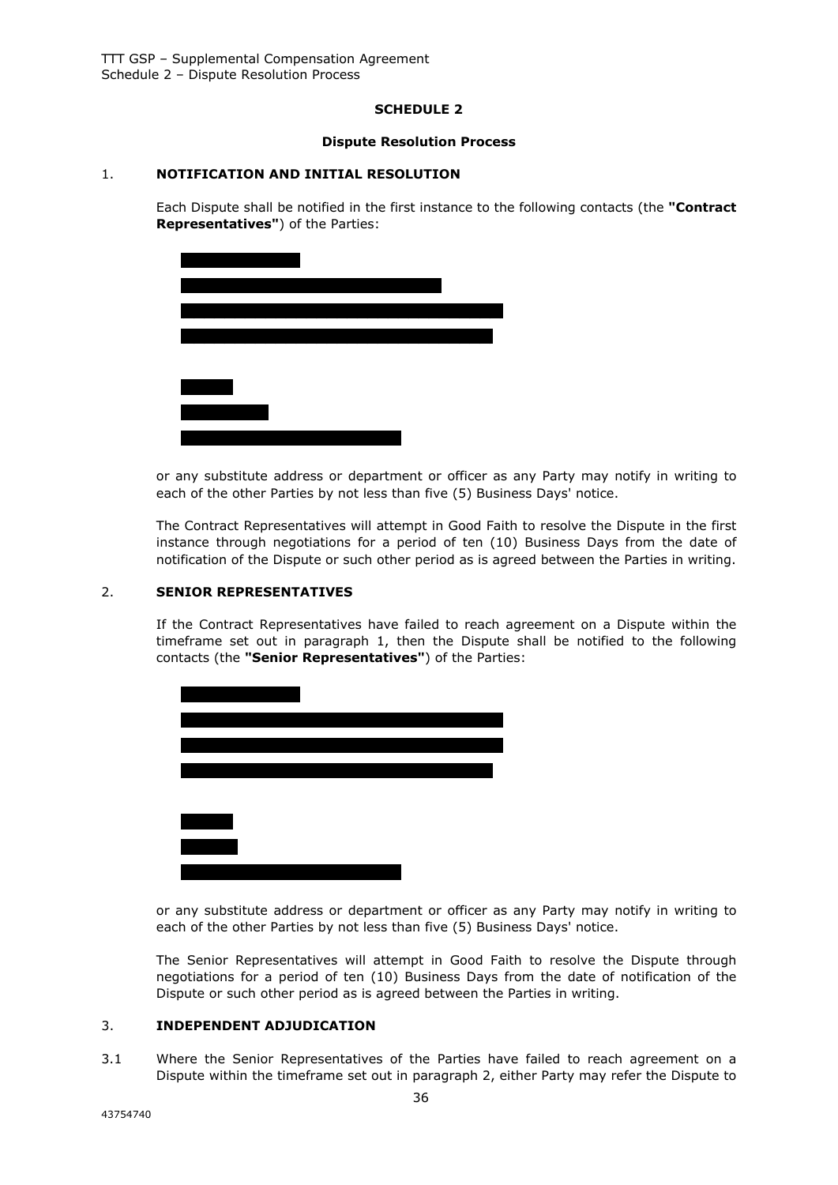## SCHEDULE 2

### Dispute Resolution Process

1. **NOTIFICATION AND INITIAL RESOLUTION**

Each Dispute shall be notified in the first instance to the following contacts (the **"Contract Representatives"**) of the Parties:

or any substitute address or department or officer as any Party may notify in writing to each of the other Parties by not less than five (5) Business Days' notice.

The Contract Representatives will attempt in Good Faith to resolve the Dispute in the first instance through negotiations for a period of ten (10) Business Days from the date of notification of the Dispute or such other period as is agreed between the Parties in writing.

2. **SENIOR REPRESENTATIVES**

If the Contract Representatives have failed to reach agreement on a Dispute within the timeframe set out in paragraph 1, then the Dispute shall be notified to the following contacts (the **"Senior Representatives"**) of the Parties:

or any substitute address or department or officer as any Party may notify in writing to each of the other Parties by not less than five (5) Business Days' notice.

The Senior Representatives will attempt in Good Faith to resolve the Dispute through negotiations for a period of ten (10) Business Days from the date of notification of the Dispute or such other period as is agreed between the Parties in writing.

3. **INDEPENDENT ADJUDICATION**

3.1 Where the Senior Representatives of the Parties have failed to reach agreement on a Dispute within the timeframe set out in paragraph 2, either Party may refer the Dispute to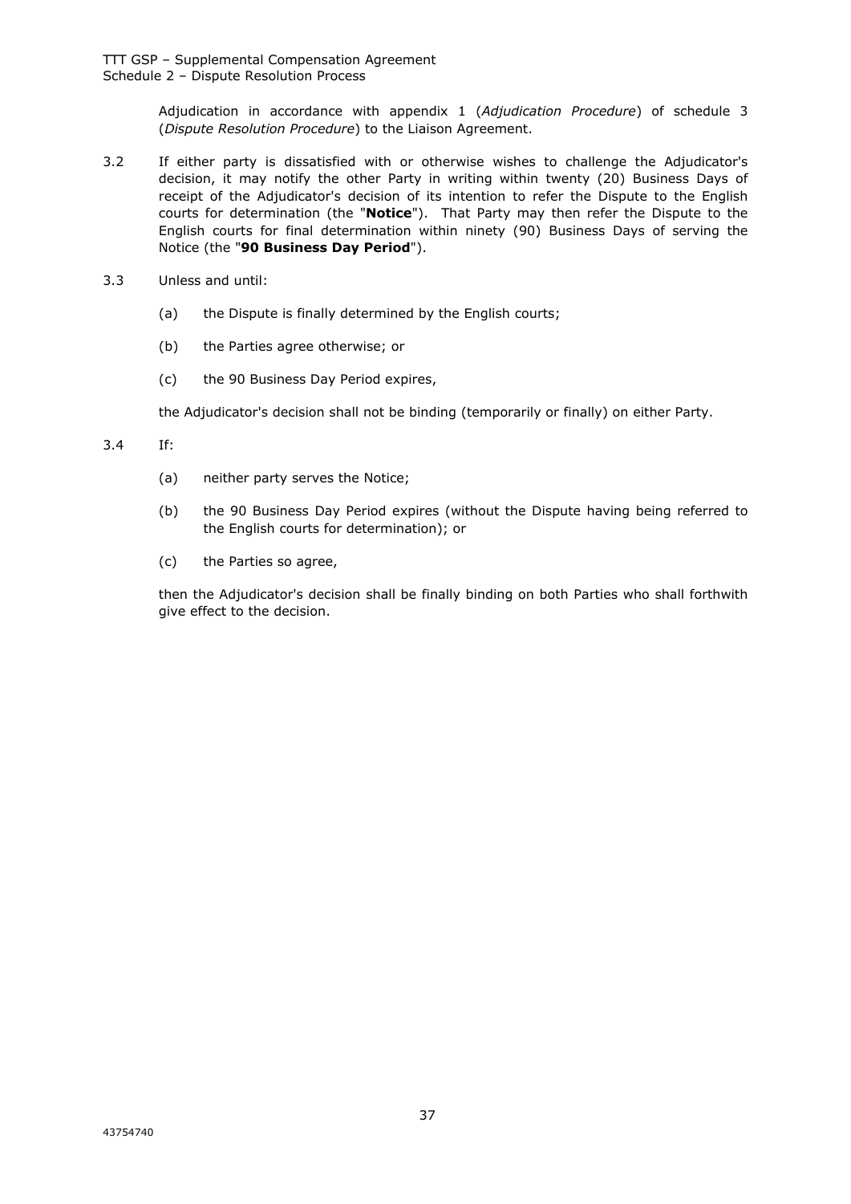Adjudication in accordance with appendix 1 (*Adjudication Procedure*) of schedule 3 (*Dispute Resolution Procedure*) to the Liaison Agreement.

3.2 If either party is dissatisfied with or otherwise wishes to challenge the Adjudicator's decision, it may notify the other Party in writing within twenty (20) Business Days of receipt of the Adjudicator's decision of its intention to refer the Dispute to the English courts for determination (the "**Notice**"). That Party may then refer the Dispute to the English courts for final determination within ninety (90) Business Days of serving the Notice (the "**90 Business Day Period**").

3.3 Unless and until:

(a) the Dispute is finally determined by the English courts;

(b) the Parties agree otherwise; or

(c) the 90 Business Day Period expires,

the Adjudicator's decision shall not be binding (temporarily or finally) on either Party.

3.4 If:

(a) neither party serves the Notice;

(b) the 90 Business Day Period expires (without the Dispute having being referred to the English courts for determination); or

(c) the Parties so agree,

then the Adjudicator's decision shall be finally binding on both Parties who shall forthwith give effect to the decision.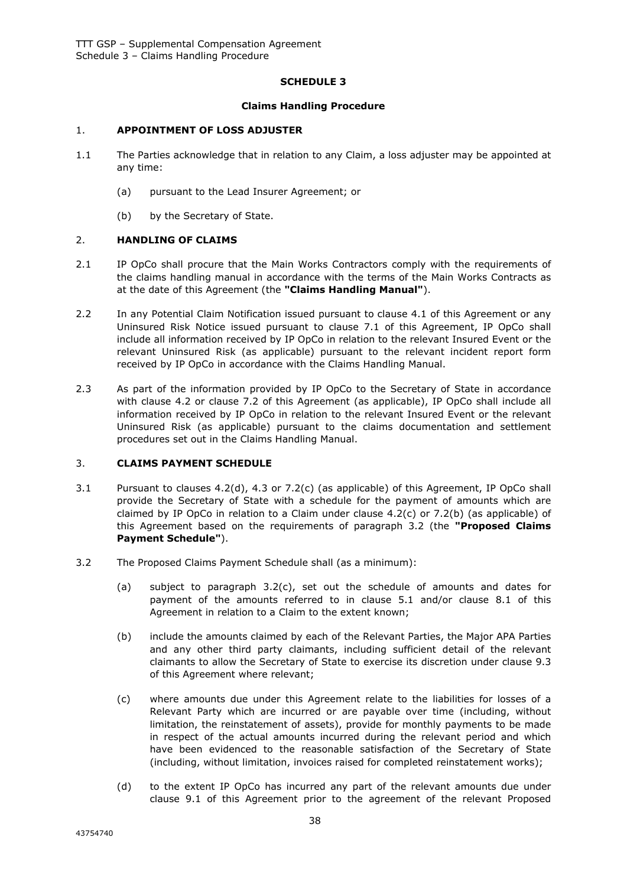## SCHEDULE 3

### Claims Handling Procedure

1. **APPOINTMENT OF LOSS ADJUSTER**

1.1 The Parties acknowledge that in relation to any Claim, a loss adjuster may be appointed at any time:

(a) pursuant to the Lead Insurer Agreement; or

(b) by the Secretary of State.

2. **HANDLING OF CLAIMS**

2.1 IP OpCo shall procure that the Main Works Contractors comply with the requirements of the claims handling manual in accordance with the terms of the Main Works Contracts as at the date of this Agreement (the **"Claims Handling Manual"**).

2.2 In any Potential Claim Notification issued pursuant to clause 4.1 of this Agreement or any Uninsured Risk Notice issued pursuant to clause 7.1 of this Agreement, IP OpCo shall include all information received by IP OpCo in relation to the relevant Insured Event or the relevant Uninsured Risk (as applicable) pursuant to the relevant incident report form received by IP OpCo in accordance with the Claims Handling Manual.

2.3 As part of the information provided by IP OpCo to the Secretary of State in accordance with clause 4.2 or clause 7.2 of this Agreement (as applicable), IP OpCo shall include all information received by IP OpCo in relation to the relevant Insured Event or the relevant Uninsured Risk (as applicable) pursuant to the claims documentation and settlement procedures set out in the Claims Handling Manual.

3. **CLAIMS PAYMENT SCHEDULE**

3.1 Pursuant to clauses 4.2(d), 4.3 or 7.2(c) (as applicable) of this Agreement, IP OpCo shall provide the Secretary of State with a schedule for the payment of amounts which are claimed by IP OpCo in relation to a Claim under clause 4.2(c) or 7.2(b) (as applicable) of this Agreement based on the requirements of paragraph 3.2 (the **"Proposed Claims Payment Schedule"**).

3.2 The Proposed Claims Payment Schedule shall (as a minimum):

(a) subject to paragraph 3.2(c), set out the schedule of amounts and dates for payment of the amounts referred to in clause 5.1 and/or clause 8.1 of this Agreement in relation to a Claim to the extent known;

(b) include the amounts claimed by each of the Relevant Parties, the Major APA Parties and any other third party claimants, including sufficient detail of the relevant claimants to allow the Secretary of State to exercise its discretion under clause 9.3 of this Agreement where relevant;

(c) where amounts due under this Agreement relate to the liabilities for losses of a Relevant Party which are incurred or are payable over time (including, without limitation, the reinstatement of assets), provide for monthly payments to be made in respect of the actual amounts incurred during the relevant period and which have been evidenced to the reasonable satisfaction of the Secretary of State (including, without limitation, invoices raised for completed reinstatement works);

(d) to the extent IP OpCo has incurred any part of the relevant amounts due under clause 9.1 of this Agreement prior to the agreement of the relevant Proposed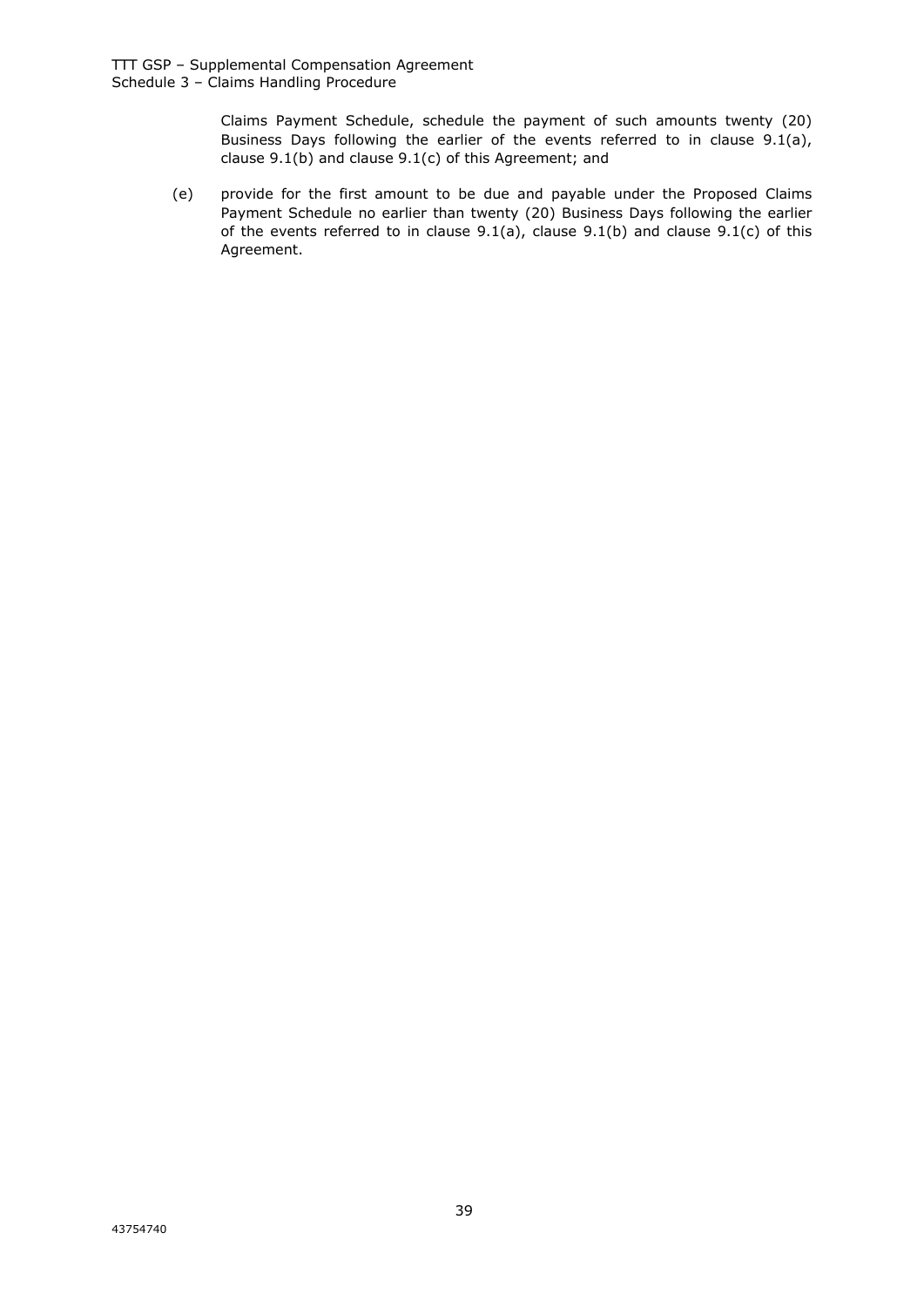Claims Payment Schedule, schedule the payment of such amounts twenty (20) Business Days following the earlier of the events referred to in clause 9.1(a), clause 9.1(b) and clause 9.1(c) of this Agreement; and

(e) provide for the first amount to be due and payable under the Proposed Claims Payment Schedule no earlier than twenty (20) Business Days following the earlier of the events referred to in clause 9.1(a), clause 9.1(b) and clause 9.1(c) of this Agreement.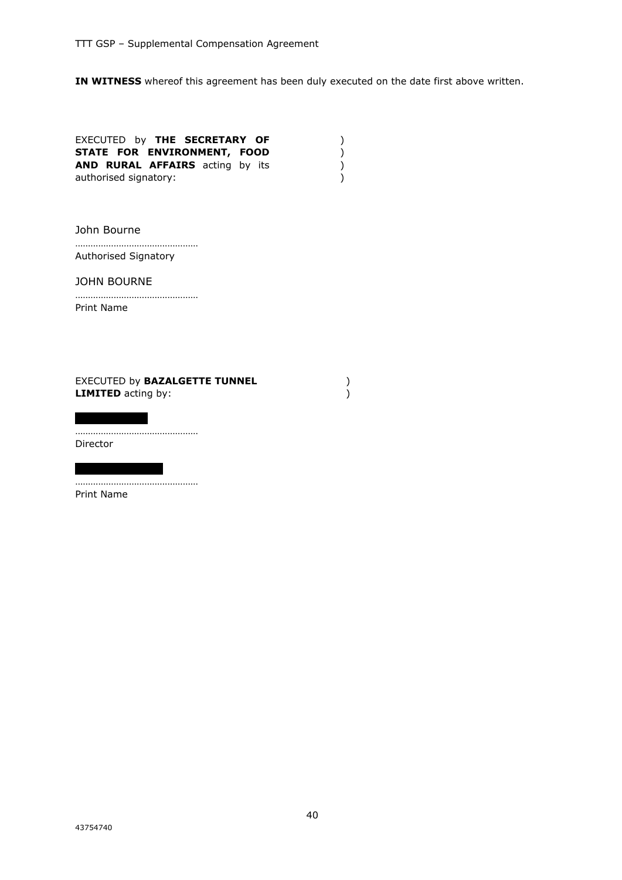**IN WITNESS** whereof this agreement has been duly executed on the date first above written.

EXECUTED by **THE SECRETARY OF STATE FOR ENVIRONMENT, FOOD AND RURAL AFFAIRS** acting by its authorised signatory: )

John Bourne

…………………………………………
Authorised Signatory

JOHN BOURNE

…………………………………………
Print Name

EXECUTED by **BAZALGETTE TUNNEL LIMITED** acting by: )

…………………………………………
Director

…………………………………………
Print Name

43754740